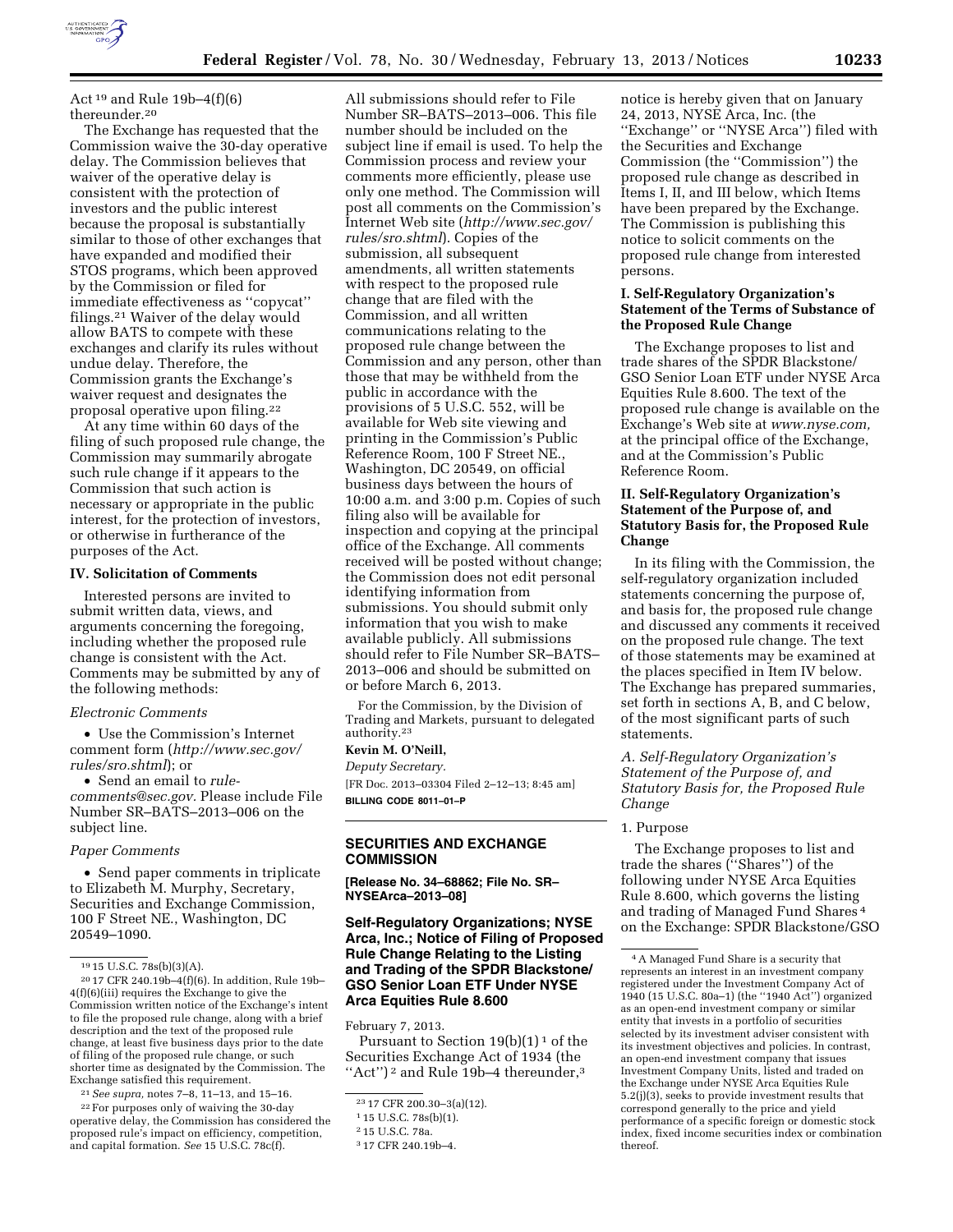Act [19] and Rule 19b–4(f)(6) thereunder.[20]

The Exchange has requested that the Commission waive the 30-day operative delay. The Commission believes that waiver of the operative delay is consistent with the protection of investors and the public interest because the proposal is substantially similar to those of other exchanges that have expanded and modified their STOS programs, which been approved by the Commission or filed for immediate effectiveness as ''copycat'' filings.[21] Waiver of the delay would allow BATS to compete with these exchanges and clarify its rules without undue delay. Therefore, the Commission grants the Exchange's waiver request and designates the proposal operative upon filing.[22]

At any time within 60 days of the filing of such proposed rule change, the Commission may summarily abrogate such rule change if it appears to the Commission that such action is necessary or appropriate in the public interest, for the protection of investors, or otherwise in furtherance of the purposes of the Act.

### IV. Solicitation of Comments

Interested persons are invited to submit written data, views, and arguments concerning the foregoing, including whether the proposed rule change is consistent with the Act. Comments may be submitted by any of the following methods:

*Electronic Comments*

- Use the Commission's Internet comment form (*http://www.sec.gov/rules/sro.shtml*); or
- Send an email to *rule-comments@sec.gov*. Please include File Number SR–BATS–2013–006 on the subject line.

*Paper Comments*

- Send paper comments in triplicate to Elizabeth M. Murphy, Secretary, Securities and Exchange Commission, 100 F Street NE., Washington, DC 20549–1090.

All submissions should refer to File Number SR–BATS–2013–006. This file number should be included on the subject line if email is used. To help the Commission process and review your comments more efficiently, please use only one method. The Commission will post all comments on the Commission's Internet Web site (*http://www.sec.gov/rules/sro.shtml*). Copies of the submission, all subsequent amendments, all written statements with respect to the proposed rule change that are filed with the Commission, and all written communications relating to the proposed rule change between the Commission and any person, other than those that may be withheld from the public in accordance with the provisions of 5 U.S.C. 552, will be available for Web site viewing and printing in the Commission's Public Reference Room, 100 F Street NE., Washington, DC 20549, on official business days between the hours of 10:00 a.m. and 3:00 p.m. Copies of such filing also will be available for inspection and copying at the principal office of the Exchange. All comments received will be posted without change; the Commission does not edit personal identifying information from submissions. You should submit only information that you wish to make available publicly. All submissions should refer to File Number SR–BATS–2013–006 and should be submitted on or before March 6, 2013.

For the Commission, by the Division of Trading and Markets, pursuant to delegated authority.[23]

**Kevin M. O'Neill,**

*Deputy Secretary.*

[FR Doc. 2013–03304 Filed 2–12–13; 8:45 am]

**BILLING CODE 8011–01–P**

---

## SECURITIES AND EXCHANGE COMMISSION

**[Release No. 34–68862; File No. SR–NYSEArca–2013–08]**

## Self-Regulatory Organizations; NYSE Arca, Inc.; Notice of Filing of Proposed Rule Change Relating to the Listing and Trading of the SPDR Blackstone/GSO Senior Loan ETF Under NYSE Arca Equities Rule 8.600

February 7, 2013.

Pursuant to Section 19(b)(1) [1] of the Securities Exchange Act of 1934 (the ''Act'') [2] and Rule 19b–4 thereunder,[3] notice is hereby given that on January 24, 2013, NYSE Arca, Inc. (the ''Exchange'' or ''NYSE Arca'') filed with the Securities and Exchange Commission (the ''Commission'') the proposed rule change as described in Items I, II, and III below, which Items have been prepared by the Exchange. The Commission is publishing this notice to solicit comments on the proposed rule change from interested persons.

### I. Self-Regulatory Organization's Statement of the Terms of Substance of the Proposed Rule Change

The Exchange proposes to list and trade shares of the SPDR Blackstone/GSO Senior Loan ETF under NYSE Arca Equities Rule 8.600. The text of the proposed rule change is available on the Exchange's Web site at *www.nyse.com,* at the principal office of the Exchange, and at the Commission's Public Reference Room.

### II. Self-Regulatory Organization's Statement of the Purpose of, and Statutory Basis for, the Proposed Rule Change

In its filing with the Commission, the self-regulatory organization included statements concerning the purpose of, and basis for, the proposed rule change and discussed any comments it received on the proposed rule change. The text of those statements may be examined at the places specified in Item IV below. The Exchange has prepared summaries, set forth in sections A, B, and C below, of the most significant parts of such statements.

*A. Self-Regulatory Organization's Statement of the Purpose of, and Statutory Basis for, the Proposed Rule Change*

1. Purpose

The Exchange proposes to list and trade the shares (''Shares'') of the following under NYSE Arca Equities Rule 8.600, which governs the listing and trading of Managed Fund Shares [4] on the Exchange: SPDR Blackstone/GSO

---

[19] 15 U.S.C. 78s(b)(3)(A).

[20] 17 CFR 240.19b–4(f)(6). In addition, Rule 19b–4(f)(6)(iii) requires the Exchange to give the Commission written notice of the Exchange's intent to file the proposed rule change, along with a brief description and the text of the proposed rule change, at least five business days prior to the date of filing of the proposed rule change, or such shorter time as designated by the Commission. The Exchange satisfied this requirement.

[21] *See supra,* notes 7–8, 11–13, and 15–16.

[22] For purposes only of waiving the 30-day operative delay, the Commission has considered the proposed rule's impact on efficiency, competition, and capital formation. *See* 15 U.S.C. 78c(f).

[23] 17 CFR 200.30–3(a)(12).

[1] 15 U.S.C. 78s(b)(1).

[2] 15 U.S.C. 78a.

[3] 17 CFR 240.19b–4.

[4] A Managed Fund Share is a security that represents an interest in an investment company registered under the Investment Company Act of 1940 (15 U.S.C. 80a–1) (the ''1940 Act'') organized as an open-end investment company or similar entity that invests in a portfolio of securities selected by its investment adviser consistent with its investment objectives and policies. In contrast, an open-end investment company that issues Investment Company Units, listed and traded on the Exchange under NYSE Arca Equities Rule 5.2(j)(3), seeks to provide investment results that correspond generally to the price and yield performance of a specific foreign or domestic stock index, fixed income securities index or combination thereof.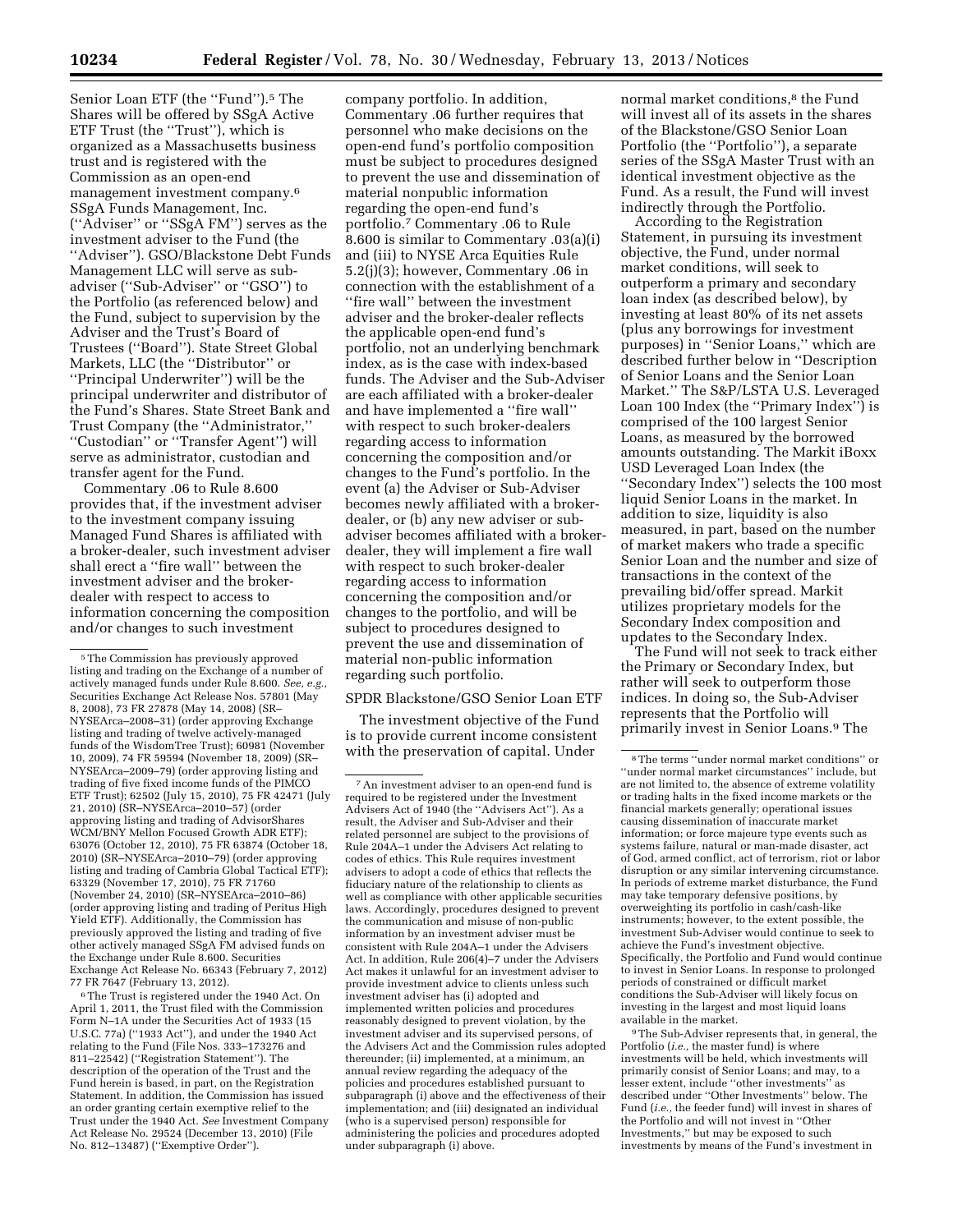Senior Loan ETF (the "Fund").[5] The Shares will be offered by SSgA Active ETF Trust (the "Trust"), which is organized as a Massachusetts business trust and is registered with the Commission as an open-end management investment company.[6] SSgA Funds Management, Inc. ("Adviser" or "SSgA FM") serves as the investment adviser to the Fund (the "Adviser"). GSO/Blackstone Debt Funds Management LLC will serve as sub-adviser ("Sub-Adviser" or "GSO") to the Portfolio (as referenced below) and the Fund, subject to supervision by the Adviser and the Trust's Board of Trustees ("Board"). State Street Global Markets, LLC (the "Distributor" or "Principal Underwriter") will be the principal underwriter and distributor of the Fund's Shares. State Street Bank and Trust Company (the "Administrator," "Custodian" or "Transfer Agent") will serve as administrator, custodian and transfer agent for the Fund.

Commentary .06 to Rule 8.600 provides that, if the investment adviser to the investment company issuing Managed Fund Shares is affiliated with a broker-dealer, such investment adviser shall erect a "fire wall" between the investment adviser and the broker-dealer with respect to access to information concerning the composition and/or changes to such investment company portfolio. In addition, Commentary .06 further requires that personnel who make decisions on the open-end fund's portfolio composition must be subject to procedures designed to prevent the use and dissemination of material nonpublic information regarding the open-end fund's portfolio.[7] Commentary .06 to Rule 8.600 is similar to Commentary .03(a)(i) and (iii) to NYSE Arca Equities Rule 5.2(j)(3); however, Commentary .06 in connection with the establishment of a "fire wall" between the investment adviser and the broker-dealer reflects the applicable open-end fund's portfolio, not an underlying benchmark index, as is the case with index-based funds. The Adviser and the Sub-Adviser are each affiliated with a broker-dealer and have implemented a "fire wall" with respect to such broker-dealers regarding access to information concerning the composition and/or changes to the Fund's portfolio. In the event (a) the Adviser or Sub-Adviser becomes newly affiliated with a broker-dealer, or (b) any new adviser or sub-adviser becomes affiliated with a broker-dealer, they will implement a fire wall with respect to such broker-dealer regarding access to information concerning the composition and/or changes to the portfolio, and will be subject to procedures designed to prevent the use and dissemination of material non-public information regarding such portfolio.

## SPDR Blackstone/GSO Senior Loan ETF

The investment objective of the Fund is to provide current income consistent with the preservation of capital. Under normal market conditions,[8] the Fund will invest all of its assets in the shares of the Blackstone/GSO Senior Loan Portfolio (the "Portfolio"), a separate series of the SSgA Master Trust with an identical investment objective as the Fund. As a result, the Fund will invest indirectly through the Portfolio.

According to the Registration Statement, in pursuing its investment objective, the Fund, under normal market conditions, will seek to outperform a primary and secondary loan index (as described below), by investing at least 80% of its net assets (plus any borrowings for investment purposes) in "Senior Loans," which are described further below in "Description of Senior Loans and the Senior Loan Market." The S&P/LSTA U.S. Leveraged Loan 100 Index (the "Primary Index") is comprised of the 100 largest Senior Loans, as measured by the borrowed amounts outstanding. The Markit iBoxx USD Leveraged Loan Index (the "Secondary Index") selects the 100 most liquid Senior Loans in the market. In addition to size, liquidity is also measured, in part, based on the number of market makers who trade a specific Senior Loan and the number and size of transactions in the context of the prevailing bid/offer spread. Markit utilizes proprietary models for the Secondary Index composition and updates to the Secondary Index.

The Fund will not seek to track either the Primary or Secondary Index, but rather will seek to outperform those indices. In doing so, the Sub-Adviser represents that the Portfolio will primarily invest in Senior Loans.[9] The

---

[5] The Commission has previously approved listing and trading on the Exchange of a number of actively managed funds under Rule 8.600. *See, e.g.,* Securities Exchange Act Release Nos. 57801 (May 8, 2008), 73 FR 27878 (May 14, 2008) (SR–NYSEArca–2008–31) (order approving Exchange listing and trading of twelve actively-managed funds of the WisdomTree Trust); 60981 (November 10, 2009), 74 FR 59594 (November 18, 2009) (SR–NYSEArca–2009–79) (order approving listing and trading of five fixed income funds of the PIMCO ETF Trust); 62502 (July 15, 2010), 75 FR 42471 (July 21, 2010) (SR–NYSEArca–2010–57) (order approving listing and trading of AdvisorShares WCM/BNY Mellon Focused Growth ADR ETF); 63076 (October 12, 2010), 75 FR 63874 (October 18, 2010) (SR–NYSEArca–2010–79) (order approving listing and trading of Cambria Global Tactical ETF); 63329 (November 17, 2010), 75 FR 71760 (November 24, 2010) (SR–NYSEArca–2010–86) (order approving listing and trading of Peritus High Yield ETF). Additionally, the Commission has previously approved the listing and trading of five other actively managed SSgA FM advised funds on the Exchange under Rule 8.600. Securities Exchange Act Release No. 66343 (February 7, 2012) 77 FR 7647 (February 13, 2012).

[6] The Trust is registered under the 1940 Act. On April 1, 2011, the Trust filed with the Commission Form N–1A under the Securities Act of 1933 (15 U.S.C. 77a) ("1933 Act"), and under the 1940 Act relating to the Fund (File Nos. 333–173276 and 811–22542) ("Registration Statement"). The description of the operation of the Trust and the Fund herein is based, in part, on the Registration Statement. In addition, the Commission has issued an order granting certain exemptive relief to the Trust under the 1940 Act. *See* Investment Company Act Release No. 29524 (December 13, 2010) (File No. 812–13487) ("Exemptive Order").

[7] An investment adviser to an open-end fund is required to be registered under the Investment Advisers Act of 1940 (the "Advisers Act"). As a result, the Adviser and Sub-Adviser and their related personnel are subject to the provisions of Rule 204A–1 under the Advisers Act relating to codes of ethics. This Rule requires investment advisers to adopt a code of ethics that reflects the fiduciary nature of the relationship to clients as well as compliance with other applicable securities laws. Accordingly, procedures designed to prevent the communication and misuse of non-public information by an investment adviser must be consistent with Rule 204A–1 under the Advisers Act. In addition, Rule 206(4)–7 under the Advisers Act makes it unlawful for an investment adviser to provide investment advice to clients unless such investment adviser has (i) adopted and implemented written policies and procedures reasonably designed to prevent violation, by the investment adviser and its supervised persons, of the Advisers Act and the Commission rules adopted thereunder; (ii) implemented, at a minimum, an annual review regarding the adequacy of the policies and procedures established pursuant to subparagraph (i) above and the effectiveness of their implementation; and (iii) designated an individual (who is a supervised person) responsible for administering the policies and procedures adopted under subparagraph (i) above.

[8] The terms "under normal market conditions" or "under normal market circumstances" include, but are not limited to, the absence of extreme volatility or trading halts in the fixed income markets or the financial markets generally; operational issues causing dissemination of inaccurate market information; or force majeure type events such as systems failure, natural or man-made disaster, act of God, armed conflict, act of terrorism, riot or labor disruption or any similar intervening circumstance. In periods of extreme market disturbance, the Fund may take temporary defensive positions, by overweighting its portfolio in cash/cash-like instruments; however, to the extent possible, the investment Sub-Adviser would continue to seek to achieve the Fund's investment objective. Specifically, the Portfolio and Fund would continue to invest in Senior Loans. In response to prolonged periods of constrained or difficult market conditions the Sub-Adviser will likely focus on investing in the largest and most liquid loans available in the market.

[9] The Sub-Adviser represents that, in general, the Portfolio (*i.e.,* the master fund) is where investments will be held, which investments will primarily consist of Senior Loans; and may, to a lesser extent, include "other investments" as described under "Other Investments" below. The Fund (*i.e.,* the feeder fund) will invest in shares of the Portfolio and will not invest in "Other Investments," but may be exposed to such investments by means of the Fund's investment in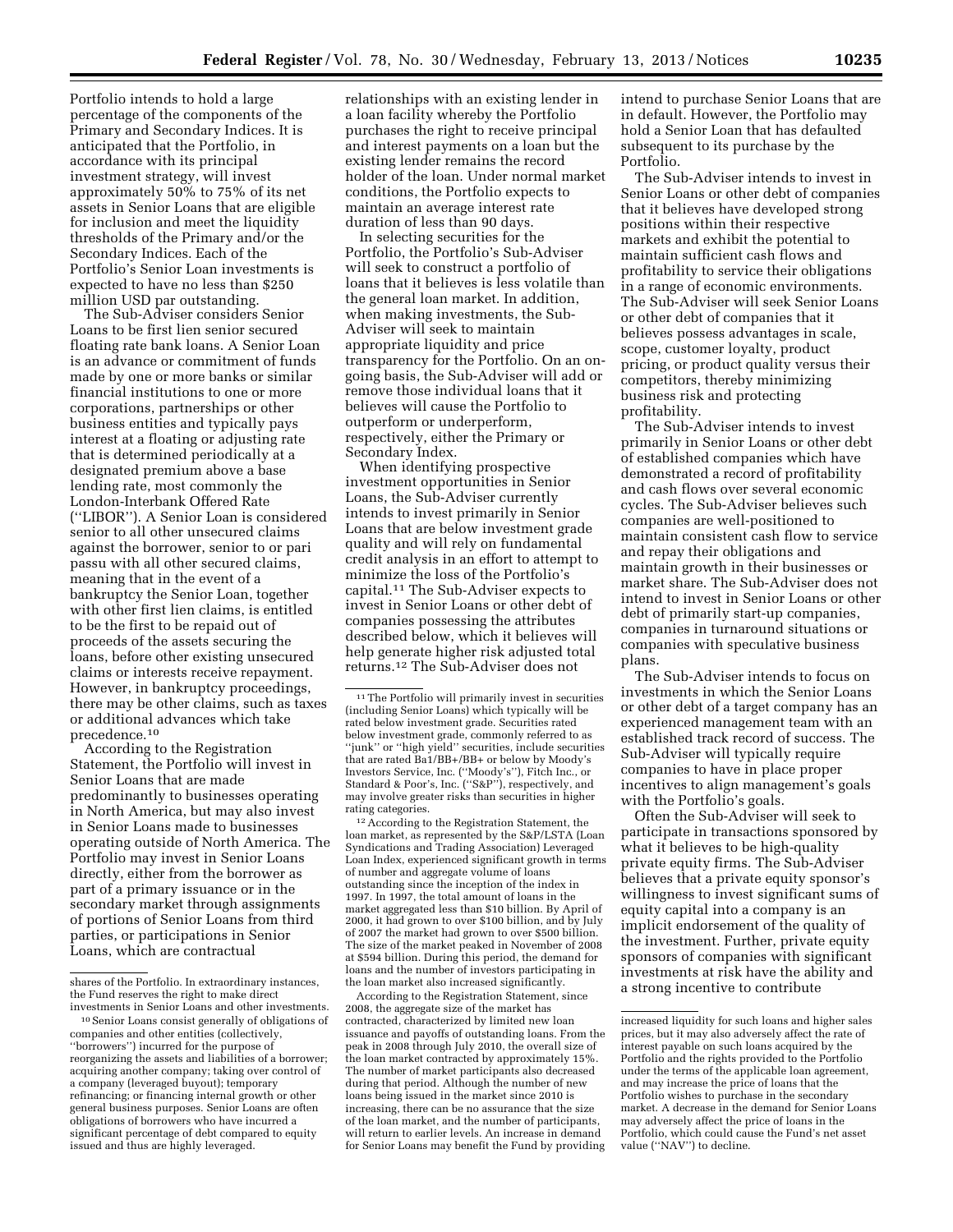Portfolio intends to hold a large percentage of the components of the Primary and Secondary Indices. It is anticipated that the Portfolio, in accordance with its principal investment strategy, will invest approximately 50% to 75% of its net assets in Senior Loans that are eligible for inclusion and meet the liquidity thresholds of the Primary and/or the Secondary Indices. Each of the Portfolio's Senior Loan investments is expected to have no less than $250 million USD par outstanding.

The Sub-Adviser considers Senior Loans to be first lien senior secured floating rate bank loans. A Senior Loan is an advance or commitment of funds made by one or more banks or similar financial institutions to one or more corporations, partnerships or other business entities and typically pays interest at a floating or adjusting rate that is determined periodically at a designated premium above a base lending rate, most commonly the London-Interbank Offered Rate (''LIBOR''). A Senior Loan is considered senior to all other unsecured claims against the borrower, senior to or pari passu with all other secured claims, meaning that in the event of a bankruptcy the Senior Loan, together with other first lien claims, is entitled to be the first to be repaid out of proceeds of the assets securing the loans, before other existing unsecured claims or interests receive repayment. However, in bankruptcy proceedings, there may be other claims, such as taxes or additional advances which take precedence.[10]

According to the Registration Statement, the Portfolio will invest in Senior Loans that are made predominantly to businesses operating in North America, but may also invest in Senior Loans made to businesses operating outside of North America. The Portfolio may invest in Senior Loans directly, either from the borrower as part of a primary issuance or in the secondary market through assignments of portions of Senior Loans from third parties, or participations in Senior Loans, which are contractual relationships with an existing lender in a loan facility whereby the Portfolio purchases the right to receive principal and interest payments on a loan but the existing lender remains the record holder of the loan. Under normal market conditions, the Portfolio expects to maintain an average interest rate duration of less than 90 days.

In selecting securities for the Portfolio, the Portfolio's Sub-Adviser will seek to construct a portfolio of loans that it believes is less volatile than the general loan market. In addition, when making investments, the Sub-Adviser will seek to maintain appropriate liquidity and price transparency for the Portfolio. On an on-going basis, the Sub-Adviser will add or remove those individual loans that it believes will cause the Portfolio to outperform or underperform, respectively, either the Primary or Secondary Index.

When identifying prospective investment opportunities in Senior Loans, the Sub-Adviser currently intends to invest primarily in Senior Loans that are below investment grade quality and will rely on fundamental credit analysis in an effort to attempt to minimize the loss of the Portfolio's capital.[11] The Sub-Adviser expects to invest in Senior Loans or other debt of companies possessing the attributes described below, which it believes will help generate higher risk adjusted total returns.[12] The Sub-Adviser does not intend to purchase Senior Loans that are in default. However, the Portfolio may hold a Senior Loan that has defaulted subsequent to its purchase by the Portfolio.

The Sub-Adviser intends to invest in Senior Loans or other debt of companies that it believes have developed strong positions within their respective markets and exhibit the potential to maintain sufficient cash flows and profitability to service their obligations in a range of economic environments. The Sub-Adviser will seek Senior Loans or other debt of companies that it believes possess advantages in scale, scope, customer loyalty, product pricing, or product quality versus their competitors, thereby minimizing business risk and protecting profitability.

The Sub-Adviser intends to invest primarily in Senior Loans or other debt of established companies which have demonstrated a record of profitability and cash flows over several economic cycles. The Sub-Adviser believes such companies are well-positioned to maintain consistent cash flow to service and repay their obligations and maintain growth in their businesses or market share. The Sub-Adviser does not intend to invest in Senior Loans or other debt of primarily start-up companies, companies in turnaround situations or companies with speculative business plans.

The Sub-Adviser intends to focus on investments in which the Senior Loans or other debt of a target company has an experienced management team with an established track record of success. The Sub-Adviser will typically require companies to have in place proper incentives to align management's goals with the Portfolio's goals.

Often the Sub-Adviser will seek to participate in transactions sponsored by what it believes to be high-quality private equity firms. The Sub-Adviser believes that a private equity sponsor's willingness to invest significant sums of equity capital into a company is an implicit endorsement of the quality of the investment. Further, private equity sponsors of companies with significant investments at risk have the ability and a strong incentive to contribute

---

shares of the Portfolio. In extraordinary instances, the Fund reserves the right to make direct investments in Senior Loans and other investments.

[10] Senior Loans consist generally of obligations of companies and other entities (collectively, ''borrowers'') incurred for the purpose of reorganizing the assets and liabilities of a borrower; acquiring another company; taking over control of a company (leveraged buyout); temporary refinancing; or financing internal growth or other general business purposes. Senior Loans are often obligations of borrowers who have incurred a significant percentage of debt compared to equity issued and thus are highly leveraged.

[11] The Portfolio will primarily invest in securities (including Senior Loans) which typically will be rated below investment grade. Securities rated below investment grade, commonly referred to as ''junk'' or ''high yield'' securities, include securities that are rated Ba1/BB+/BB+ or below by Moody's Investors Service, Inc. (''Moody's''), Fitch Inc., or Standard & Poor's, Inc. (''S&P''), respectively, and may involve greater risks than securities in higher rating categories.

[12] According to the Registration Statement, the loan market, as represented by the S&P/LSTA (Loan Syndications and Trading Association) Leveraged Loan Index, experienced significant growth in terms of number and aggregate volume of loans outstanding since the inception of the index in 1997. In 1997, the total amount of loans in the market aggregated less than $10 billion. By April of 2000, it had grown to over $100 billion, and by July of 2007 the market had grown to over $500 billion. The size of the market peaked in November of 2008 at $594 billion. During this period, the demand for loans and the number of investors participating in the loan market also increased significantly.

According to the Registration Statement, since 2008, the aggregate size of the market has contracted, characterized by limited new loan issuance and payoffs of outstanding loans. From the peak in 2008 through July 2010, the overall size of the loan market contracted by approximately 15%. The number of market participants also decreased during that period. Although the number of new loans being issued in the market since 2010 is increasing, there can be no assurance that the size of the loan market, and the number of participants, will return to earlier levels. An increase in demand for Senior Loans may benefit the Fund by providing increased liquidity for such loans and higher sales prices, but it may also adversely affect the rate of interest payable on such loans acquired by the Portfolio and the rights provided to the Portfolio under the terms of the applicable loan agreement, and may increase the price of loans that the Portfolio wishes to purchase in the secondary market. A decrease in the demand for Senior Loans may adversely affect the price of loans in the Portfolio, which could cause the Fund's net asset value (''NAV'') to decline.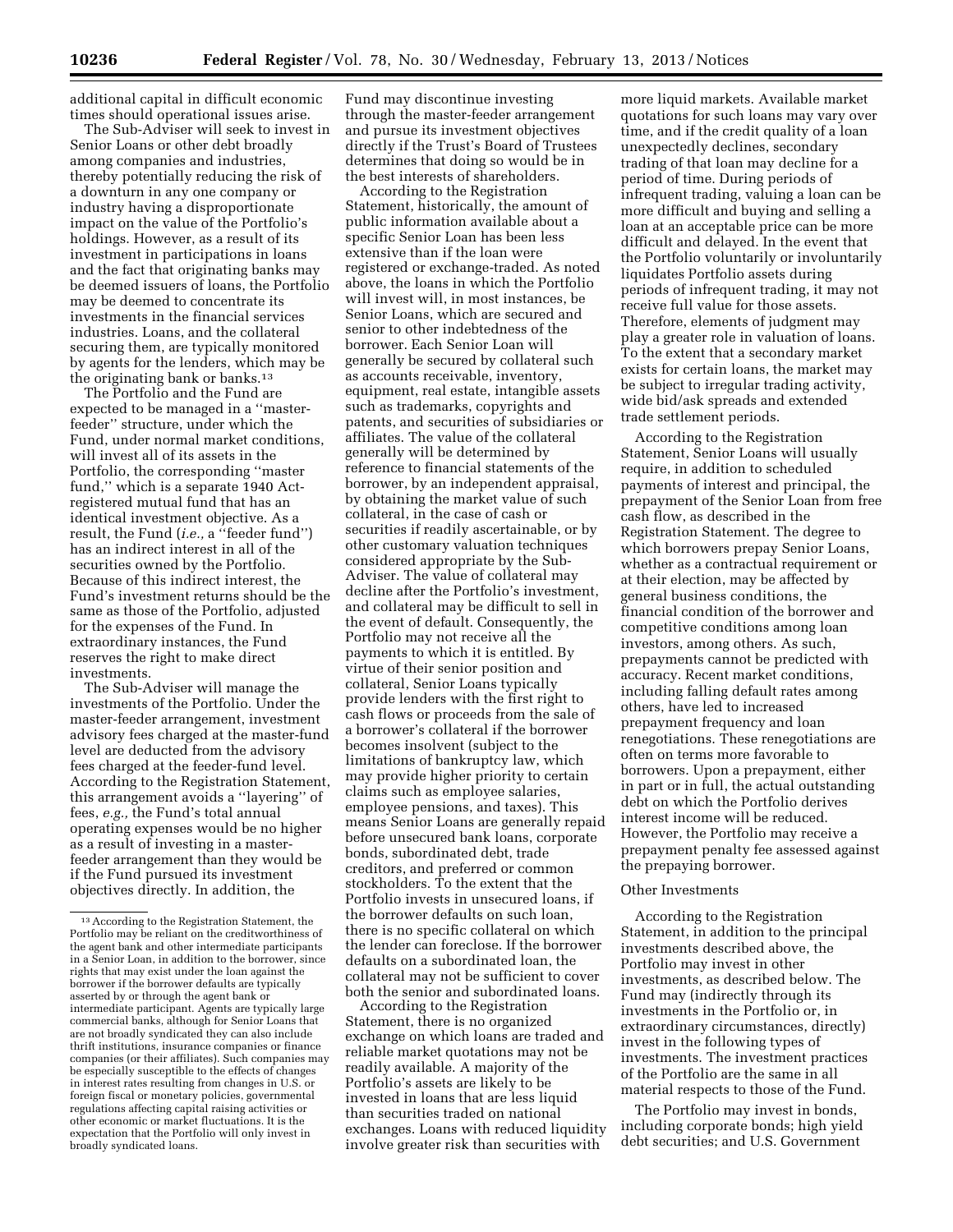additional capital in difficult economic times should operational issues arise.

The Sub-Adviser will seek to invest in Senior Loans or other debt broadly among companies and industries, thereby potentially reducing the risk of a downturn in any one company or industry having a disproportionate impact on the value of the Portfolio's holdings. However, as a result of its investment in participations in loans and the fact that originating banks may be deemed issuers of loans, the Portfolio may be deemed to concentrate its investments in the financial services industries. Loans, and the collateral securing them, are typically monitored by agents for the lenders, which may be the originating bank or banks.[13]

The Portfolio and the Fund are expected to be managed in a ''master-feeder'' structure, under which the Fund, under normal market conditions, will invest all of its assets in the Portfolio, the corresponding ''master fund,'' which is a separate 1940 Act-registered mutual fund that has an identical investment objective. As a result, the Fund (*i.e.,* a ''feeder fund'') has an indirect interest in all of the securities owned by the Portfolio. Because of this indirect interest, the Fund's investment returns should be the same as those of the Portfolio, adjusted for the expenses of the Fund. In extraordinary instances, the Fund reserves the right to make direct investments.

The Sub-Adviser will manage the investments of the Portfolio. Under the master-feeder arrangement, investment advisory fees charged at the master-fund level are deducted from the advisory fees charged at the feeder-fund level. According to the Registration Statement, this arrangement avoids a ''layering'' of fees, *e.g.,* the Fund's total annual operating expenses would be no higher as a result of investing in a master-feeder arrangement than they would be if the Fund pursued its investment objectives directly. In addition, the Fund may discontinue investing through the master-feeder arrangement and pursue its investment objectives directly if the Trust's Board of Trustees determines that doing so would be in the best interests of shareholders.

According to the Registration Statement, historically, the amount of public information available about a specific Senior Loan has been less extensive than if the loan were registered or exchange-traded. As noted above, the loans in which the Portfolio will invest will, in most instances, be Senior Loans, which are secured and senior to other indebtedness of the borrower. Each Senior Loan will generally be secured by collateral such as accounts receivable, inventory, equipment, real estate, intangible assets such as trademarks, copyrights and patents, and securities of subsidiaries or affiliates. The value of the collateral generally will be determined by reference to financial statements of the borrower, by an independent appraisal, by obtaining the market value of such collateral, in the case of cash or securities if readily ascertainable, or by other customary valuation techniques considered appropriate by the Sub-Adviser. The value of collateral may decline after the Portfolio's investment, and collateral may be difficult to sell in the event of default. Consequently, the Portfolio may not receive all the payments to which it is entitled. By virtue of their senior position and collateral, Senior Loans typically provide lenders with the first right to cash flows or proceeds from the sale of a borrower's collateral if the borrower becomes insolvent (subject to the limitations of bankruptcy law, which may provide higher priority to certain claims such as employee salaries, employee pensions, and taxes). This means Senior Loans are generally repaid before unsecured bank loans, corporate bonds, subordinated debt, trade creditors, and preferred or common stockholders. To the extent that the Portfolio invests in unsecured loans, if the borrower defaults on such loan, there is no specific collateral on which the lender can foreclose. If the borrower defaults on a subordinated loan, the collateral may not be sufficient to cover both the senior and subordinated loans.

According to the Registration Statement, there is no organized exchange on which loans are traded and reliable market quotations may not be readily available. A majority of the Portfolio's assets are likely to be invested in loans that are less liquid than securities traded on national exchanges. Loans with reduced liquidity involve greater risk than securities with more liquid markets. Available market quotations for such loans may vary over time, and if the credit quality of a loan unexpectedly declines, secondary trading of that loan may decline for a period of time. During periods of infrequent trading, valuing a loan can be more difficult and buying and selling a loan at an acceptable price can be more difficult and delayed. In the event that the Portfolio voluntarily or involuntarily liquidates Portfolio assets during periods of infrequent trading, it may not receive full value for those assets. Therefore, elements of judgment may play a greater role in valuation of loans. To the extent that a secondary market exists for certain loans, the market may be subject to irregular trading activity, wide bid/ask spreads and extended trade settlement periods.

According to the Registration Statement, Senior Loans will usually require, in addition to scheduled payments of interest and principal, the prepayment of the Senior Loan from free cash flow, as described in the Registration Statement. The degree to which borrowers prepay Senior Loans, whether as a contractual requirement or at their election, may be affected by general business conditions, the financial condition of the borrower and competitive conditions among loan investors, among others. As such, prepayments cannot be predicted with accuracy. Recent market conditions, including falling default rates among others, have led to increased prepayment frequency and loan renegotiations. These renegotiations are often on terms more favorable to borrowers. Upon a prepayment, either in part or in full, the actual outstanding debt on which the Portfolio derives interest income will be reduced. However, the Portfolio may receive a prepayment penalty fee assessed against the prepaying borrower.

## Other Investments

According to the Registration Statement, in addition to the principal investments described above, the Portfolio may invest in other investments, as described below. The Fund may (indirectly through its investments in the Portfolio or, in extraordinary circumstances, directly) invest in the following types of investments. The investment practices of the Portfolio are the same in all material respects to those of the Fund.

The Portfolio may invest in bonds, including corporate bonds; high yield debt securities; and U.S. Government

[13] According to the Registration Statement, the Portfolio may be reliant on the creditworthiness of the agent bank and other intermediate participants in a Senior Loan, in addition to the borrower, since rights that may exist under the loan against the borrower if the borrower defaults are typically asserted by or through the agent bank or intermediate participant. Agents are typically large commercial banks, although for Senior Loans that are not broadly syndicated they can also include thrift institutions, insurance companies or finance companies (or their affiliates). Such companies may be especially susceptible to the effects of changes in interest rates resulting from changes in U.S. or foreign fiscal or monetary policies, governmental regulations affecting capital raising activities or other economic or market fluctuations. It is the expectation that the Portfolio will only invest in broadly syndicated loans.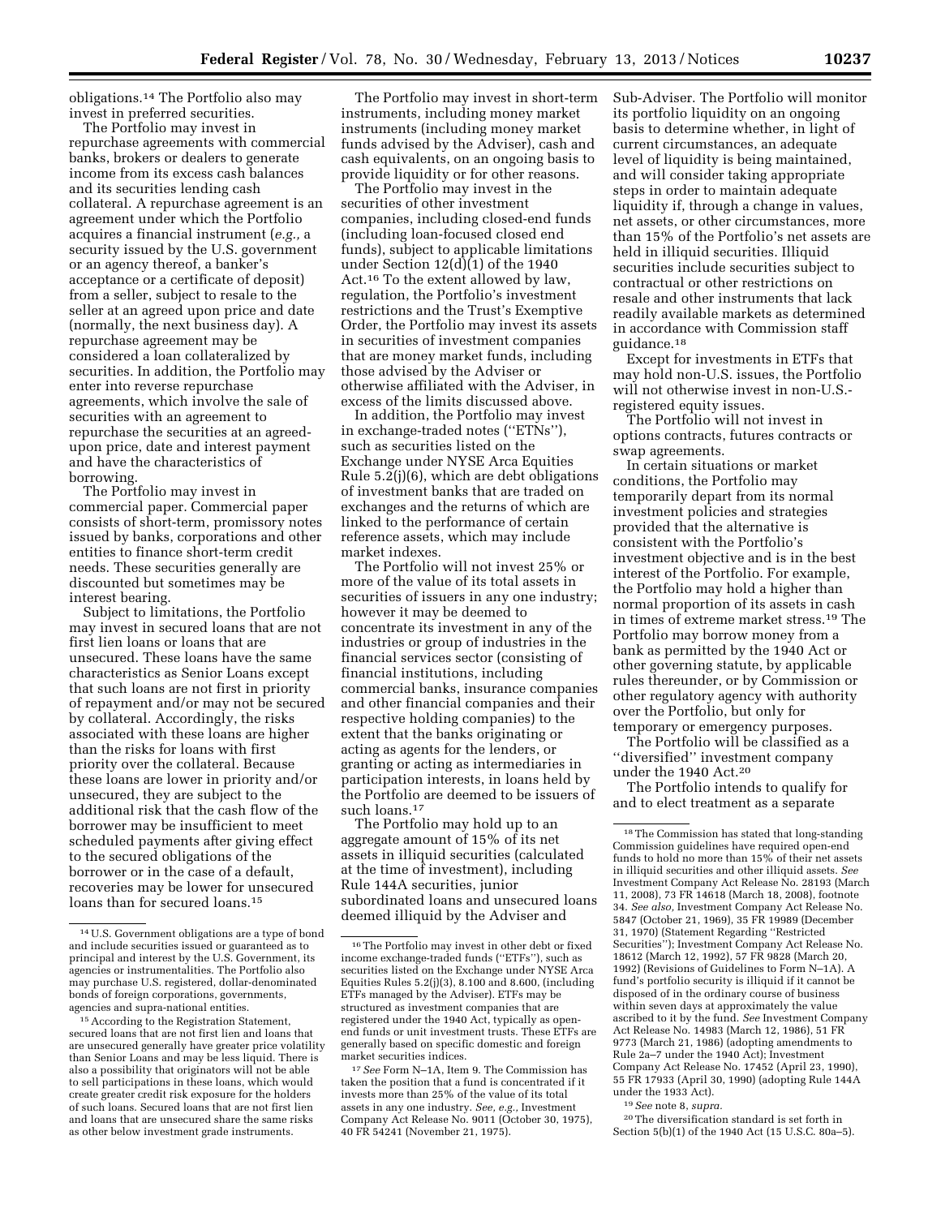obligations.[14] The Portfolio also may invest in preferred securities.

The Portfolio may invest in repurchase agreements with commercial banks, brokers or dealers to generate income from its excess cash balances and its securities lending cash collateral. A repurchase agreement is an agreement under which the Portfolio acquires a financial instrument (*e.g.,* a security issued by the U.S. government or an agency thereof, a banker's acceptance or a certificate of deposit) from a seller, subject to resale to the seller at an agreed upon price and date (normally, the next business day). A repurchase agreement may be considered a loan collateralized by securities. In addition, the Portfolio may enter into reverse repurchase agreements, which involve the sale of securities with an agreement to repurchase the securities at an agreed-upon price, date and interest payment and have the characteristics of borrowing.

The Portfolio may invest in commercial paper. Commercial paper consists of short-term, promissory notes issued by banks, corporations and other entities to finance short-term credit needs. These securities generally are discounted but sometimes may be interest bearing.

Subject to limitations, the Portfolio may invest in secured loans that are not first lien loans or loans that are unsecured. These loans have the same characteristics as Senior Loans except that such loans are not first in priority of repayment and/or may not be secured by collateral. Accordingly, the risks associated with these loans are higher than the risks for loans with first priority over the collateral. Because these loans are lower in priority and/or unsecured, they are subject to the additional risk that the cash flow of the borrower may be insufficient to meet scheduled payments after giving effect to the secured obligations of the borrower or in the case of a default, recoveries may be lower for unsecured loans than for secured loans.[15]

The Portfolio may invest in short-term instruments, including money market instruments (including money market funds advised by the Adviser), cash and cash equivalents, on an ongoing basis to provide liquidity or for other reasons.

The Portfolio may invest in the securities of other investment companies, including closed-end funds (including loan-focused closed end funds), subject to applicable limitations under Section 12(d)(1) of the 1940 Act.[16] To the extent allowed by law, regulation, the Portfolio's investment restrictions and the Trust's Exemptive Order, the Portfolio may invest its assets in securities of investment companies that are money market funds, including those advised by the Adviser or otherwise affiliated with the Adviser, in excess of the limits discussed above.

In addition, the Portfolio may invest in exchange-traded notes ("ETNs"), such as securities listed on the Exchange under NYSE Arca Equities Rule 5.2(j)(6), which are debt obligations of investment banks that are traded on exchanges and the returns of which are linked to the performance of certain reference assets, which may include market indexes.

The Portfolio will not invest 25% or more of the value of its total assets in securities of issuers in any one industry; however it may be deemed to concentrate its investment in any of the industries or group of industries in the financial services sector (consisting of financial institutions, including commercial banks, insurance companies and other financial companies and their respective holding companies) to the extent that the banks originating or acting as agents for the lenders, or granting or acting as intermediaries in participation interests, in loans held by the Portfolio are deemed to be issuers of such loans.[17]

The Portfolio may hold up to an aggregate amount of 15% of its net assets in illiquid securities (calculated at the time of investment), including Rule 144A securities, junior subordinated loans and unsecured loans deemed illiquid by the Adviser and Sub-Adviser. The Portfolio will monitor its portfolio liquidity on an ongoing basis to determine whether, in light of current circumstances, an adequate level of liquidity is being maintained, and will consider taking appropriate steps in order to maintain adequate liquidity if, through a change in values, net assets, or other circumstances, more than 15% of the Portfolio's net assets are held in illiquid securities. Illiquid securities include securities subject to contractual or other restrictions on resale and other instruments that lack readily available markets as determined in accordance with Commission staff guidance.[18]

Except for investments in ETFs that may hold non-U.S. issues, the Portfolio will not otherwise invest in non-U.S.-registered equity issues.

The Portfolio will not invest in options contracts, futures contracts or swap agreements.

In certain situations or market conditions, the Portfolio may temporarily depart from its normal investment policies and strategies provided that the alternative is consistent with the Portfolio's investment objective and is in the best interest of the Portfolio. For example, the Portfolio may hold a higher than normal proportion of its assets in cash in times of extreme market stress.[19] The Portfolio may borrow money from a bank as permitted by the 1940 Act or other governing statute, by applicable rules thereunder, or by Commission or other regulatory agency with authority over the Portfolio, but only for temporary or emergency purposes.

The Portfolio will be classified as a "diversified" investment company under the 1940 Act.[20]

The Portfolio intends to qualify for and to elect treatment as a separate

---

[14] U.S. Government obligations are a type of bond and include securities issued or guaranteed as to principal and interest by the U.S. Government, its agencies or instrumentalities. The Portfolio also may purchase U.S. registered, dollar-denominated bonds of foreign corporations, governments, agencies and supra-national entities.

[15] According to the Registration Statement, secured loans that are not first lien and loans that are unsecured generally have greater price volatility than Senior Loans and may be less liquid. There is also a possibility that originators will not be able to sell participations in these loans, which would create greater credit risk exposure for the holders of such loans. Secured loans that are not first lien and loans that are unsecured share the same risks as other below investment grade instruments.

[16] The Portfolio may invest in other debt or fixed income exchange-traded funds ("ETFs"), such as securities listed on the Exchange under NYSE Arca Equities Rules 5.2(j)(3), 8.100 and 8.600, (including ETFs managed by the Adviser). ETFs may be structured as investment companies that are registered under the 1940 Act, typically as open-end funds or unit investment trusts. These ETFs are generally based on specific domestic and foreign market securities indices.

[17] *See* Form N–1A, Item 9. The Commission has taken the position that a fund is concentrated if it invests more than 25% of the value of its total assets in any one industry. *See, e.g.,* Investment Company Act Release No. 9011 (October 30, 1975), 40 FR 54241 (November 21, 1975).

[18] The Commission has stated that long-standing Commission guidelines have required open-end funds to hold no more than 15% of their net assets in illiquid securities and other illiquid assets. *See* Investment Company Act Release No. 28193 (March 11, 2008), 73 FR 14618 (March 18, 2008), footnote 34. *See also,* Investment Company Act Release No. 5847 (October 21, 1969), 35 FR 19989 (December 31, 1970) (Statement Regarding "Restricted Securities"); Investment Company Act Release No. 18612 (March 12, 1992), 57 FR 9828 (March 20, 1992) (Revisions of Guidelines to Form N–1A). A fund's portfolio security is illiquid if it cannot be disposed of in the ordinary course of business within seven days at approximately the value ascribed to it by the fund. *See* Investment Company Act Release No. 14983 (March 12, 1986), 51 FR 9773 (March 21, 1986) (adopting amendments to Rule 2a–7 under the 1940 Act); Investment Company Act Release No. 17452 (April 23, 1990), 55 FR 17933 (April 30, 1990) (adopting Rule 144A under the 1933 Act).

[19] *See* note 8, *supra*.

[20] The diversification standard is set forth in Section 5(b)(1) of the 1940 Act (15 U.S.C. 80a–5).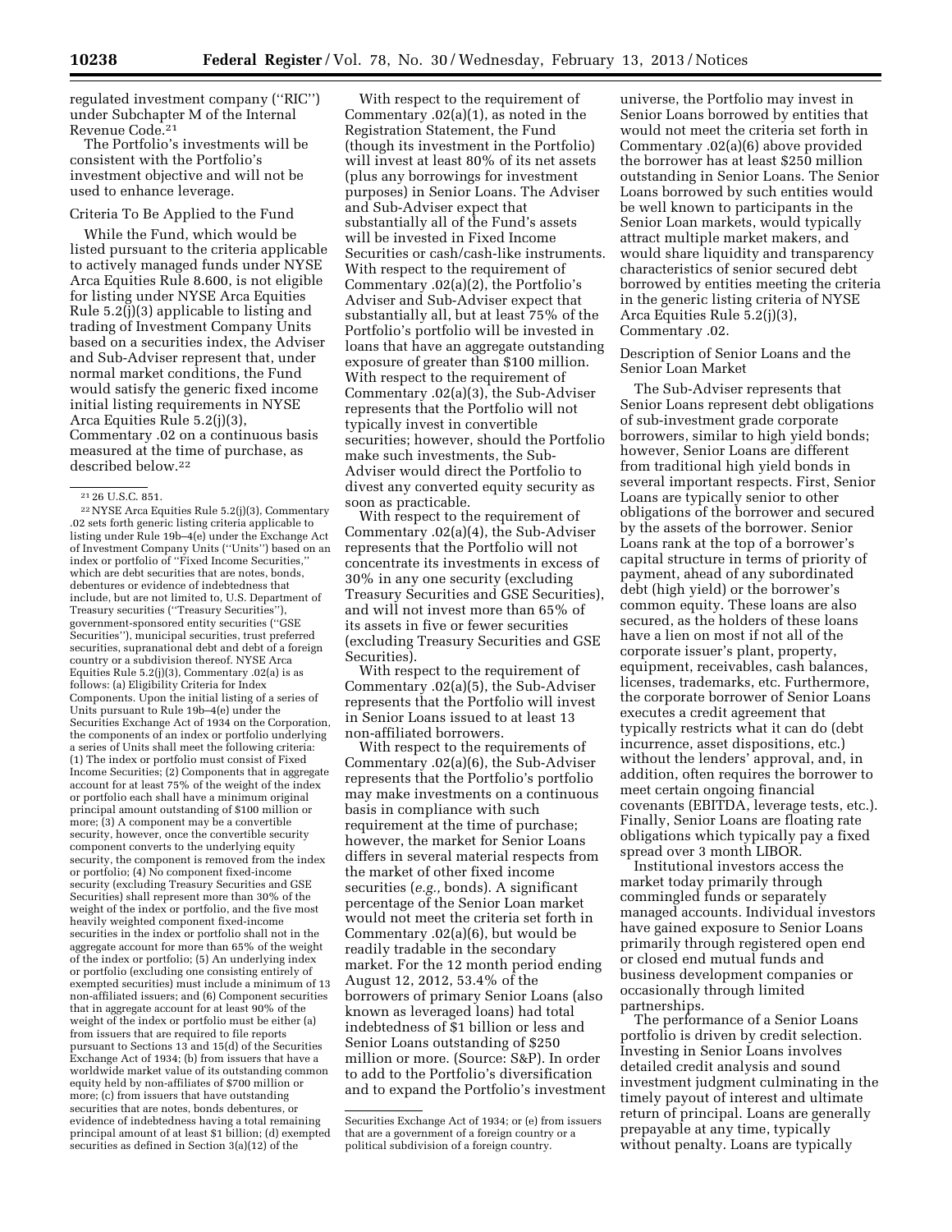regulated investment company (''RIC'') under Subchapter M of the Internal Revenue Code.[21]

The Portfolio's investments will be consistent with the Portfolio's investment objective and will not be used to enhance leverage.

Criteria To Be Applied to the Fund

While the Fund, which would be listed pursuant to the criteria applicable to actively managed funds under NYSE Arca Equities Rule 8.600, is not eligible for listing under NYSE Arca Equities Rule 5.2(j)(3) applicable to listing and trading of Investment Company Units based on a securities index, the Adviser and Sub-Adviser represent that, under normal market conditions, the Fund would satisfy the generic fixed income initial listing requirements in NYSE Arca Equities Rule 5.2(j)(3), Commentary .02 on a continuous basis measured at the time of purchase, as described below.[22]

With respect to the requirement of Commentary .02(a)(1), as noted in the Registration Statement, the Fund (though its investment in the Portfolio) will invest at least 80% of its net assets (plus any borrowings for investment purposes) in Senior Loans. The Adviser and Sub-Adviser expect that substantially all of the Fund's assets will be invested in Fixed Income Securities or cash/cash-like instruments. With respect to the requirement of Commentary .02(a)(2), the Portfolio's Adviser and Sub-Adviser expect that substantially all, but at least 75% of the Portfolio's portfolio will be invested in loans that have an aggregate outstanding exposure of greater than $100 million. With respect to the requirement of Commentary .02(a)(3), the Sub-Adviser represents that the Portfolio will not typically invest in convertible securities; however, should the Portfolio make such investments, the Sub-Adviser would direct the Portfolio to divest any converted equity security as soon as practicable.

With respect to the requirement of Commentary .02(a)(4), the Sub-Adviser represents that the Portfolio will not concentrate its investments in excess of 30% in any one security (excluding Treasury Securities and GSE Securities), and will not invest more than 65% of its assets in five or fewer securities (excluding Treasury Securities and GSE Securities).

With respect to the requirement of Commentary .02(a)(5), the Sub-Adviser represents that the Portfolio will invest in Senior Loans issued to at least 13 non-affiliated borrowers.

With respect to the requirements of Commentary .02(a)(6), the Sub-Adviser represents that the Portfolio's portfolio may make investments on a continuous basis in compliance with such requirement at the time of purchase; however, the market for Senior Loans differs in several material respects from the market of other fixed income securities (*e.g.,* bonds). A significant percentage of the Senior Loan market would not meet the criteria set forth in Commentary .02(a)(6), but would be readily tradable in the secondary market. For the 12 month period ending August 12, 2012, 53.4% of the borrowers of primary Senior Loans (also known as leveraged loans) had total indebtedness of $1 billion or less and Senior Loans outstanding of $250 million or more. (Source: S&P). In order to add to the Portfolio's diversification and to expand the Portfolio's investment universe, the Portfolio may invest in Senior Loans borrowed by entities that would not meet the criteria set forth in Commentary .02(a)(6) above provided the borrower has at least $250 million outstanding in Senior Loans. The Senior Loans borrowed by such entities would be well known to participants in the Senior Loan markets, would typically attract multiple market makers, and would share liquidity and transparency characteristics of senior secured debt borrowed by entities meeting the criteria in the generic listing criteria of NYSE Arca Equities Rule 5.2(j)(3), Commentary .02.

Description of Senior Loans and the Senior Loan Market

The Sub-Adviser represents that Senior Loans represent debt obligations of sub-investment grade corporate borrowers, similar to high yield bonds; however, Senior Loans are different from traditional high yield bonds in several important respects. First, Senior Loans are typically senior to other obligations of the borrower and secured by the assets of the borrower. Senior Loans rank at the top of a borrower's capital structure in terms of priority of payment, ahead of any subordinated debt (high yield) or the borrower's common equity. These loans are also secured, as the holders of these loans have a lien on most if not all of the corporate issuer's plant, property, equipment, receivables, cash balances, licenses, trademarks, etc. Furthermore, the corporate borrower of Senior Loans executes a credit agreement that typically restricts what it can do (debt incurrence, asset dispositions, etc.) without the lenders' approval, and, in addition, often requires the borrower to meet certain ongoing financial covenants (EBITDA, leverage tests, etc.). Finally, Senior Loans are floating rate obligations which typically pay a fixed spread over 3 month LIBOR.

Institutional investors access the market today primarily through commingled funds or separately managed accounts. Individual investors have gained exposure to Senior Loans primarily through registered open end or closed end mutual funds and business development companies or occasionally through limited partnerships.

The performance of a Senior Loans portfolio is driven by credit selection. Investing in Senior Loans involves detailed credit analysis and sound investment judgment culminating in the timely payout of interest and ultimate return of principal. Loans are generally prepayable at any time, typically without penalty. Loans are typically

---

[21] 26 U.S.C. 851.

[22] NYSE Arca Equities Rule 5.2(j)(3), Commentary .02 sets forth generic listing criteria applicable to listing under Rule 19b–4(e) under the Exchange Act of Investment Company Units (''Units'') based on an index or portfolio of ''Fixed Income Securities,'' which are debt securities that are notes, bonds, debentures or evidence of indebtedness that include, but are not limited to, U.S. Department of Treasury securities (''Treasury Securities''), government-sponsored entity securities (''GSE Securities''), municipal securities, trust preferred securities, supranational debt and debt of a foreign country or a subdivision thereof. NYSE Arca Equities Rule 5.2(j)(3), Commentary .02(a) is as follows: (a) Eligibility Criteria for Index Components. Upon the initial listing of a series of Units pursuant to Rule 19b–4(e) under the Securities Exchange Act of 1934 on the Corporation, the components of an index or portfolio underlying a series of Units shall meet the following criteria: (1) The index or portfolio must consist of Fixed Income Securities; (2) Components that in aggregate account for at least 75% of the weight of the index or portfolio each shall have a minimum original principal amount outstanding of $100 million or more; (3) A component may be a convertible security, however, once the convertible security component converts to the underlying equity security, the component is removed from the index or portfolio; (4) No component fixed-income security (excluding Treasury Securities and GSE Securities) shall represent more than 30% of the weight of the index or portfolio, and the five most heavily weighted component fixed-income securities in the index or portfolio shall not in the aggregate account for more than 65% of the weight of the index or portfolio; (5) An underlying index or portfolio (excluding one consisting entirely of exempted securities) must include a minimum of 13 non-affiliated issuers; and (6) Component securities that in aggregate account for at least 90% of the weight of the index or portfolio must be either (a) from issuers that are required to file reports pursuant to Sections 13 and 15(d) of the Securities Exchange Act of 1934; (b) from issuers that have a worldwide market value of its outstanding common equity held by non-affiliates of $700 million or more; (c) from issuers that have outstanding securities that are notes, bonds debentures, or evidence of indebtedness having a total remaining principal amount of at least $1 billion; (d) exempted securities as defined in Section 3(a)(12) of the Securities Exchange Act of 1934; or (e) from issuers that are a government of a foreign country or a political subdivision of a foreign country.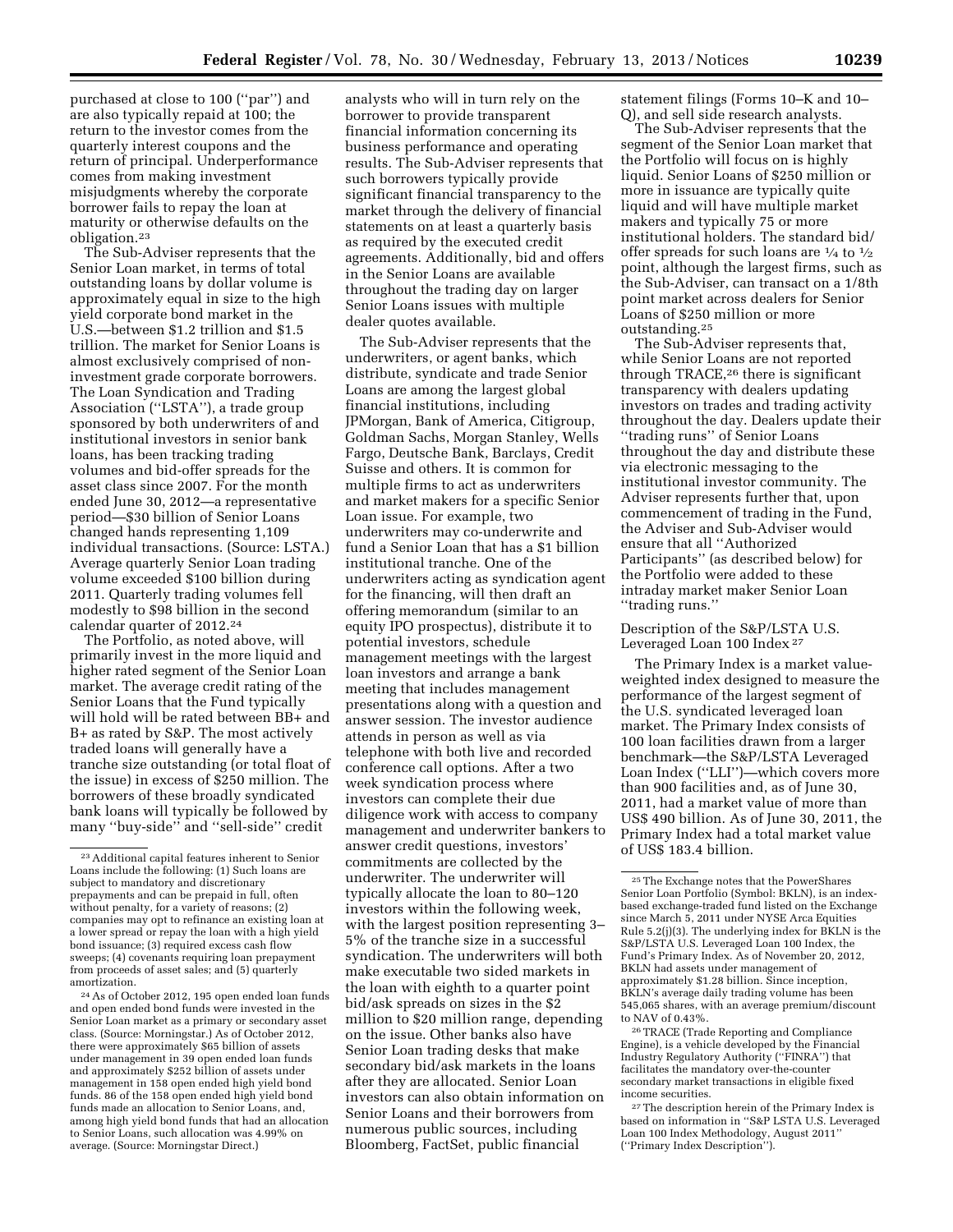purchased at close to 100 (''par'') and are also typically repaid at 100; the return to the investor comes from the quarterly interest coupons and the return of principal. Underperformance comes from making investment misjudgments whereby the corporate borrower fails to repay the loan at maturity or otherwise defaults on the obligation.[23]

The Sub-Adviser represents that the Senior Loan market, in terms of total outstanding loans by dollar volume is approximately equal in size to the high yield corporate bond market in the U.S.—between $1.2 trillion and $1.5 trillion. The market for Senior Loans is almost exclusively comprised of non-investment grade corporate borrowers. The Loan Syndication and Trading Association (''LSTA''), a trade group sponsored by both underwriters of and institutional investors in senior bank loans, has been tracking trading volumes and bid-offer spreads for the asset class since 2007. For the month ended June 30, 2012—a representative period—$30 billion of Senior Loans changed hands representing 1,109 individual transactions. (Source: LSTA.) Average quarterly Senior Loan trading volume exceeded $100 billion during 2011. Quarterly trading volumes fell modestly to $98 billion in the second calendar quarter of 2012.[24]

The Portfolio, as noted above, will primarily invest in the more liquid and higher rated segment of the Senior Loan market. The average credit rating of the Senior Loans that the Fund typically will hold will be rated between BB+ and B+ as rated by S&P. The most actively traded loans will generally have a tranche size outstanding (or total float of the issue) in excess of $250 million. The borrowers of these broadly syndicated bank loans will typically be followed by many ''buy-side'' and ''sell-side'' credit analysts who will in turn rely on the borrower to provide transparent financial information concerning its business performance and operating results. The Sub-Adviser represents that such borrowers typically provide significant financial transparency to the market through the delivery of financial statements on at least a quarterly basis as required by the executed credit agreements. Additionally, bid and offers in the Senior Loans are available throughout the trading day on larger Senior Loans issues with multiple dealer quotes available.

The Sub-Adviser represents that the underwriters, or agent banks, which distribute, syndicate and trade Senior Loans are among the largest global financial institutions, including JPMorgan, Bank of America, Citigroup, Goldman Sachs, Morgan Stanley, Wells Fargo, Deutsche Bank, Barclays, Credit Suisse and others. It is common for multiple firms to act as underwriters and market makers for a specific Senior Loan issue. For example, two underwriters may co-underwrite and fund a Senior Loan that has a $1 billion institutional tranche. One of the underwriters acting as syndication agent for the financing, will then draft an offering memorandum (similar to an equity IPO prospectus), distribute it to potential investors, schedule management meetings with the largest loan investors and arrange a bank meeting that includes management presentations along with a question and answer session. The investor audience attends in person as well as via telephone with both live and recorded conference call options. After a two week syndication process where investors can complete their due diligence work with access to company management and underwriter bankers to answer credit questions, investors' commitments are collected by the underwriter. The underwriter will typically allocate the loan to 80–120 investors within the following week, with the largest position representing 3–5% of the tranche size in a successful syndication. The underwriters will both make executable two sided markets in the loan with eighth to a quarter point bid/ask spreads on sizes in the $2 million to $20 million range, depending on the issue. Other banks also have Senior Loan trading desks that make secondary bid/ask markets in the loans after they are allocated. Senior Loan investors can also obtain information on Senior Loans and their borrowers from numerous public sources, including Bloomberg, FactSet, public financial statement filings (Forms 10–K and 10–Q), and sell side research analysts.

The Sub-Adviser represents that the segment of the Senior Loan market that the Portfolio will focus on is highly liquid. Senior Loans of $250 million or more in issuance are typically quite liquid and will have multiple market makers and typically 75 or more institutional holders. The standard bid/offer spreads for such loans are ¼ to ½ point, although the largest firms, such as the Sub-Adviser, can transact on a 1/8th point market across dealers for Senior Loans of $250 million or more outstanding.[25]

The Sub-Adviser represents that, while Senior Loans are not reported through TRACE,[26] there is significant transparency with dealers updating investors on trades and trading activity throughout the day. Dealers update their ''trading runs'' of Senior Loans throughout the day and distribute these via electronic messaging to the institutional investor community. The Adviser represents further that, upon commencement of trading in the Fund, the Adviser and Sub-Adviser would ensure that all ''Authorized Participants'' (as described below) for the Portfolio were added to these intraday market maker Senior Loan ''trading runs.''

## Description of the S&P/LSTA U.S. Leveraged Loan 100 Index [27]

The Primary Index is a market value-weighted index designed to measure the performance of the largest segment of the U.S. syndicated leveraged loan market. The Primary Index consists of 100 loan facilities drawn from a larger benchmark—the S&P/LSTA Leveraged Loan Index (''LLI'')—which covers more than 900 facilities and, as of June 30, 2011, had a market value of more than US$ 490 billion. As of June 30, 2011, the Primary Index had a total market value of US$ 183.4 billion.

---

[23] Additional capital features inherent to Senior Loans include the following: (1) Such loans are subject to mandatory and discretionary prepayments and can be prepaid in full, often without penalty, for a variety of reasons; (2) companies may opt to refinance an existing loan at a lower spread or repay the loan with a high yield bond issuance; (3) required excess cash flow sweeps; (4) covenants requiring loan prepayment from proceeds of asset sales; and (5) quarterly amortization.

[24] As of October 2012, 195 open ended loan funds and open ended bond funds were invested in the Senior Loan market as a primary or secondary asset class. (Source: Morningstar.) As of October 2012, there were approximately $65 billion of assets under management in 39 open ended loan funds and approximately $252 billion of assets under management in 158 open ended high yield bond funds. 86 of the 158 open ended high yield bond funds made an allocation to Senior Loans, and, among high yield bond funds that had an allocation to Senior Loans, such allocation was 4.99% on average. (Source: Morningstar Direct.)

[25] The Exchange notes that the PowerShares Senior Loan Portfolio (Symbol: BKLN), is an index-based exchange-traded fund listed on the Exchange since March 5, 2011 under NYSE Arca Equities Rule 5.2(j)(3). The underlying index for BKLN is the S&P/LSTA U.S. Leveraged Loan 100 Index, the Fund's Primary Index. As of November 20, 2012, BKLN had assets under management of approximately $1.28 billion. Since inception, BKLN's average daily trading volume has been 545,065 shares, with an average premium/discount to NAV of 0.43%.

[26] TRACE (Trade Reporting and Compliance Engine), is a vehicle developed by the Financial Industry Regulatory Authority (''FINRA'') that facilitates the mandatory over-the-counter secondary market transactions in eligible fixed income securities.

[27] The description herein of the Primary Index is based on information in ''S&P LSTA U.S. Leveraged Loan 100 Index Methodology, August 2011'' (''Primary Index Description'').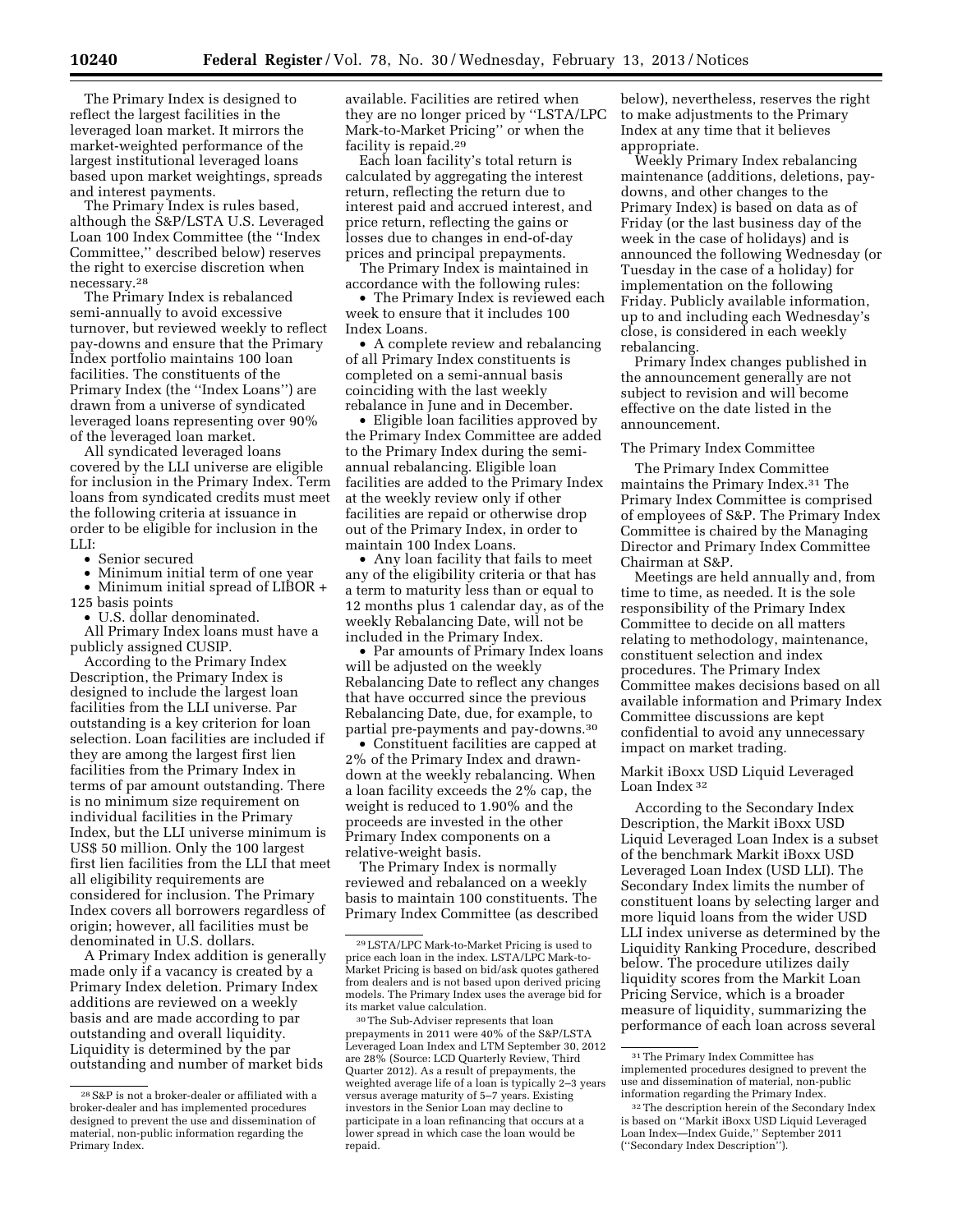The Primary Index is designed to reflect the largest facilities in the leveraged loan market. It mirrors the market-weighted performance of the largest institutional leveraged loans based upon market weightings, spreads and interest payments.

The Primary Index is rules based, although the S&P/LSTA U.S. Leveraged Loan 100 Index Committee (the ''Index Committee,'' described below) reserves the right to exercise discretion when necessary.[28]

The Primary Index is rebalanced semi-annually to avoid excessive turnover, but reviewed weekly to reflect pay-downs and ensure that the Primary Index portfolio maintains 100 loan facilities. The constituents of the Primary Index (the ''Index Loans'') are drawn from a universe of syndicated leveraged loans representing over 90% of the leveraged loan market.

All syndicated leveraged loans covered by the LLI universe are eligible for inclusion in the Primary Index. Term loans from syndicated credits must meet the following criteria at issuance in order to be eligible for inclusion in the LLI:

- Senior secured
- Minimum initial term of one year
- Minimum initial spread of LIBOR + 125 basis points
- U.S. dollar denominated.

All Primary Index loans must have a publicly assigned CUSIP.

According to the Primary Index Description, the Primary Index is designed to include the largest loan facilities from the LLI universe. Par outstanding is a key criterion for loan selection. Loan facilities are included if they are among the largest first lien facilities from the Primary Index in terms of par amount outstanding. There is no minimum size requirement on individual facilities in the Primary Index, but the LLI universe minimum is US$ 50 million. Only the 100 largest first lien facilities from the LLI that meet all eligibility requirements are considered for inclusion. The Primary Index covers all borrowers regardless of origin; however, all facilities must be denominated in U.S. dollars.

A Primary Index addition is generally made only if a vacancy is created by a Primary Index deletion. Primary Index additions are reviewed on a weekly basis and are made according to par outstanding and overall liquidity. Liquidity is determined by the par outstanding and number of market bids available. Facilities are retired when they are no longer priced by ''LSTA/LPC Mark-to-Market Pricing'' or when the facility is repaid.[29]

Each loan facility's total return is calculated by aggregating the interest return, reflecting the return due to interest paid and accrued interest, and price return, reflecting the gains or losses due to changes in end-of-day prices and principal prepayments.

The Primary Index is maintained in accordance with the following rules:

- The Primary Index is reviewed each week to ensure that it includes 100 Index Loans.
- A complete review and rebalancing of all Primary Index constituents is completed on a semi-annual basis coinciding with the last weekly rebalance in June and in December.
- Eligible loan facilities approved by the Primary Index Committee are added to the Primary Index during the semi-annual rebalancing. Eligible loan facilities are added to the Primary Index at the weekly review only if other facilities are repaid or otherwise drop out of the Primary Index, in order to maintain 100 Index Loans.
- Any loan facility that fails to meet any of the eligibility criteria or that has a term to maturity less than or equal to 12 months plus 1 calendar day, as of the weekly Rebalancing Date, will not be included in the Primary Index.
- Par amounts of Primary Index loans will be adjusted on the weekly Rebalancing Date to reflect any changes that have occurred since the previous Rebalancing Date, due, for example, to partial pre-payments and pay-downs.[30]
- Constituent facilities are capped at 2% of the Primary Index and drawn-down at the weekly rebalancing. When a loan facility exceeds the 2% cap, the weight is reduced to 1.90% and the proceeds are invested in the other Primary Index components on a relative-weight basis.

The Primary Index is normally reviewed and rebalanced on a weekly basis to maintain 100 constituents. The Primary Index Committee (as described below), nevertheless, reserves the right to make adjustments to the Primary Index at any time that it believes appropriate.

Weekly Primary Index rebalancing maintenance (additions, deletions, pay-downs, and other changes to the Primary Index) is based on data as of Friday (or the last business day of the week in the case of holidays) and is announced the following Wednesday (or Tuesday in the case of a holiday) for implementation on the following Friday. Publicly available information, up to and including each Wednesday's close, is considered in each weekly rebalancing.

Primary Index changes published in the announcement generally are not subject to revision and will become effective on the date listed in the announcement.

The Primary Index Committee

The Primary Index Committee maintains the Primary Index.[31] The Primary Index Committee is comprised of employees of S&P. The Primary Index Committee is chaired by the Managing Director and Primary Index Committee Chairman at S&P.

Meetings are held annually and, from time to time, as needed. It is the sole responsibility of the Primary Index Committee to decide on all matters relating to methodology, maintenance, constituent selection and index procedures. The Primary Index Committee makes decisions based on all available information and Primary Index Committee discussions are kept confidential to avoid any unnecessary impact on market trading.

Markit iBoxx USD Liquid Leveraged Loan Index[32]

According to the Secondary Index Description, the Markit iBoxx USD Liquid Leveraged Loan Index is a subset of the benchmark Markit iBoxx USD Leveraged Loan Index (USD LLI). The Secondary Index limits the number of constituent loans by selecting larger and more liquid loans from the wider USD LLI index universe as determined by the Liquidity Ranking Procedure, described below. The procedure utilizes daily liquidity scores from the Markit Loan Pricing Service, which is a broader measure of liquidity, summarizing the performance of each loan across several

---

[28] S&P is not a broker-dealer or affiliated with a broker-dealer and has implemented procedures designed to prevent the use and dissemination of material, non-public information regarding the Primary Index.

[29] LSTA/LPC Mark-to-Market Pricing is used to price each loan in the index. LSTA/LPC Mark-to-Market Pricing is based on bid/ask quotes gathered from dealers and is not based upon derived pricing models. The Primary Index uses the average bid for its market value calculation.

[30] The Sub-Adviser represents that loan prepayments in 2011 were 40% of the S&P/LSTA Leveraged Loan Index and LTM September 30, 2012 are 28% (Source: LCD Quarterly Review, Third Quarter 2012). As a result of prepayments, the weighted average life of a loan is typically 2–3 years versus average maturity of 5–7 years. Existing investors in the Senior Loan may decline to participate in a loan refinancing that occurs at a lower spread in which case the loan would be repaid.

[31] The Primary Index Committee has implemented procedures designed to prevent the use and dissemination of material, non-public information regarding the Primary Index.

[32] The description herein of the Secondary Index is based on ''Markit iBoxx USD Liquid Leveraged Loan Index—Index Guide,'' September 2011 (''Secondary Index Description'').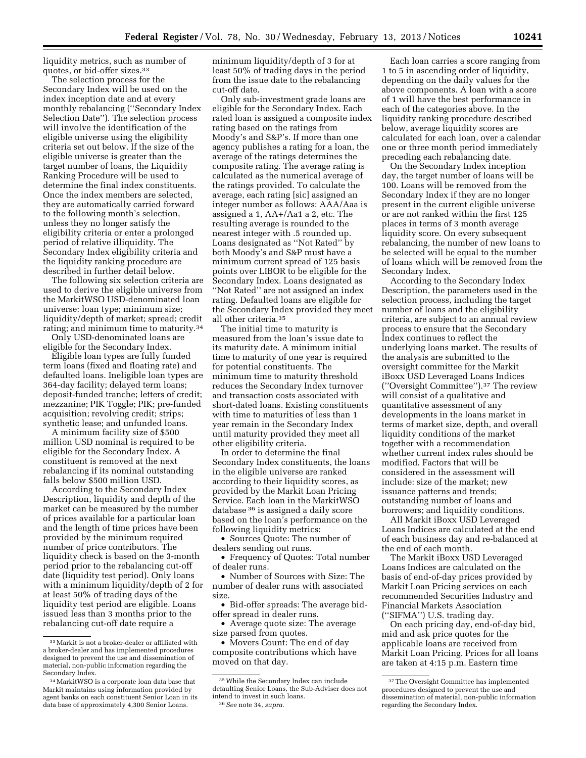liquidity metrics, such as number of quotes, or bid-offer sizes.[33]

The selection process for the Secondary Index will be used on the index inception date and at every monthly rebalancing (''Secondary Index Selection Date''). The selection process will involve the identification of the eligible universe using the eligibility criteria set out below. If the size of the eligible universe is greater than the target number of loans, the Liquidity Ranking Procedure will be used to determine the final index constituents. Once the index members are selected, they are automatically carried forward to the following month's selection, unless they no longer satisfy the eligibility criteria or enter a prolonged period of relative illiquidity. The Secondary Index eligibility criteria and the liquidity ranking procedure are described in further detail below.

The following six selection criteria are used to derive the eligible universe from the MarkitWSO USD-denominated loan universe: loan type; minimum size; liquidity/depth of market; spread; credit rating; and minimum time to maturity.[34]

Only USD-denominated loans are eligible for the Secondary Index.

Eligible loan types are fully funded term loans (fixed and floating rate) and defaulted loans. Ineligible loan types are 364-day facility; delayed term loans; deposit-funded tranche; letters of credit; mezzanine; PIK Toggle; PIK; pre-funded acquisition; revolving credit; strips; synthetic lease; and unfunded loans.

A minimum facility size of $500 million USD nominal is required to be eligible for the Secondary Index. A constituent is removed at the next rebalancing if its nominal outstanding falls below $500 million USD.

According to the Secondary Index Description, liquidity and depth of the market can be measured by the number of prices available for a particular loan and the length of time prices have been provided by the minimum required number of price contributors. The liquidity check is based on the 3-month period prior to the rebalancing cut-off date (liquidity test period). Only loans with a minimum liquidity/depth of 2 for at least 50% of trading days of the liquidity test period are eligible. Loans issued less than 3 months prior to the rebalancing cut-off date require a minimum liquidity/depth of 3 for at least 50% of trading days in the period from the issue date to the rebalancing cut-off date.

Only sub-investment grade loans are eligible for the Secondary Index. Each rated loan is assigned a composite index rating based on the ratings from Moody's and S&P's. If more than one agency publishes a rating for a loan, the average of the ratings determines the composite rating. The average rating is calculated as the numerical average of the ratings provided. To calculate the average, each rating [sic] assigned an integer number as follows: AAA/Aaa is assigned a 1, AA+/Aa1 a 2, etc. The resulting average is rounded to the nearest integer with .5 rounded up. Loans designated as ''Not Rated'' by both Moody's and S&P must have a minimum current spread of 125 basis points over LIBOR to be eligible for the Secondary Index. Loans designated as ''Not Rated'' are not assigned an index rating. Defaulted loans are eligible for the Secondary Index provided they meet all other criteria.[35]

The initial time to maturity is measured from the loan's issue date to its maturity date. A minimum initial time to maturity of one year is required for potential constituents. The minimum time to maturity threshold reduces the Secondary Index turnover and transaction costs associated with short-dated loans. Existing constituents with time to maturities of less than 1 year remain in the Secondary Index until maturity provided they meet all other eligibility criteria.

In order to determine the final Secondary Index constituents, the loans in the eligible universe are ranked according to their liquidity scores, as provided by the Markit Loan Pricing Service. Each loan in the MarkitWSO database [36] is assigned a daily score based on the loan's performance on the following liquidity metrics:

- Sources Quote: The number of dealers sending out runs.
- Frequency of Quotes: Total number of dealer runs.
- Number of Sources with Size: The number of dealer runs with associated size.
- Bid-offer spreads: The average bid-offer spread in dealer runs.
- Average quote size: The average size parsed from quotes.
- Movers Count: The end of day composite contributions which have moved on that day.

Each loan carries a score ranging from 1 to 5 in ascending order of liquidity, depending on the daily values for the above components. A loan with a score of 1 will have the best performance in each of the categories above. In the liquidity ranking procedure described below, average liquidity scores are calculated for each loan, over a calendar one or three month period immediately preceding each rebalancing date.

On the Secondary Index inception day, the target number of loans will be 100. Loans will be removed from the Secondary Index if they are no longer present in the current eligible universe or are not ranked within the first 125 places in terms of 3 month average liquidity score. On every subsequent rebalancing, the number of new loans to be selected will be equal to the number of loans which will be removed from the Secondary Index.

According to the Secondary Index Description, the parameters used in the selection process, including the target number of loans and the eligibility criteria, are subject to an annual review process to ensure that the Secondary Index continues to reflect the underlying loans market. The results of the analysis are submitted to the oversight committee for the Markit iBoxx USD Leveraged Loans Indices (''Oversight Committee'').[37] The review will consist of a qualitative and quantitative assessment of any developments in the loans market in terms of market size, depth, and overall liquidity conditions of the market together with a recommendation whether current index rules should be modified. Factors that will be considered in the assessment will include: size of the market; new issuance patterns and trends; outstanding number of loans and borrowers; and liquidity conditions.

All Markit iBoxx USD Leveraged Loans Indices are calculated at the end of each business day and re-balanced at the end of each month.

The Markit iBoxx USD Leveraged Loans Indices are calculated on the basis of end-of-day prices provided by Markit Loan Pricing services on each recommended Securities Industry and Financial Markets Association (''SIFMA'') U.S. trading day.

On each pricing day, end-of-day bid, mid and ask price quotes for the applicable loans are received from Markit Loan Pricing. Prices for all loans are taken at 4:15 p.m. Eastern time

---

[33] Markit is not a broker-dealer or affiliated with a broker-dealer and has implemented procedures designed to prevent the use and dissemination of material, non-public information regarding the Secondary Index.

[34] MarkitWSO is a corporate loan data base that Markit maintains using information provided by agent banks on each constituent Senior Loan in its data base of approximately 4,300 Senior Loans.

[35] While the Secondary Index can include defaulting Senior Loans, the Sub-Adviser does not intend to invest in such loans.

[36] *See* note 34, *supra.*

[37] The Oversight Committee has implemented procedures designed to prevent the use and dissemination of material, non-public information regarding the Secondary Index.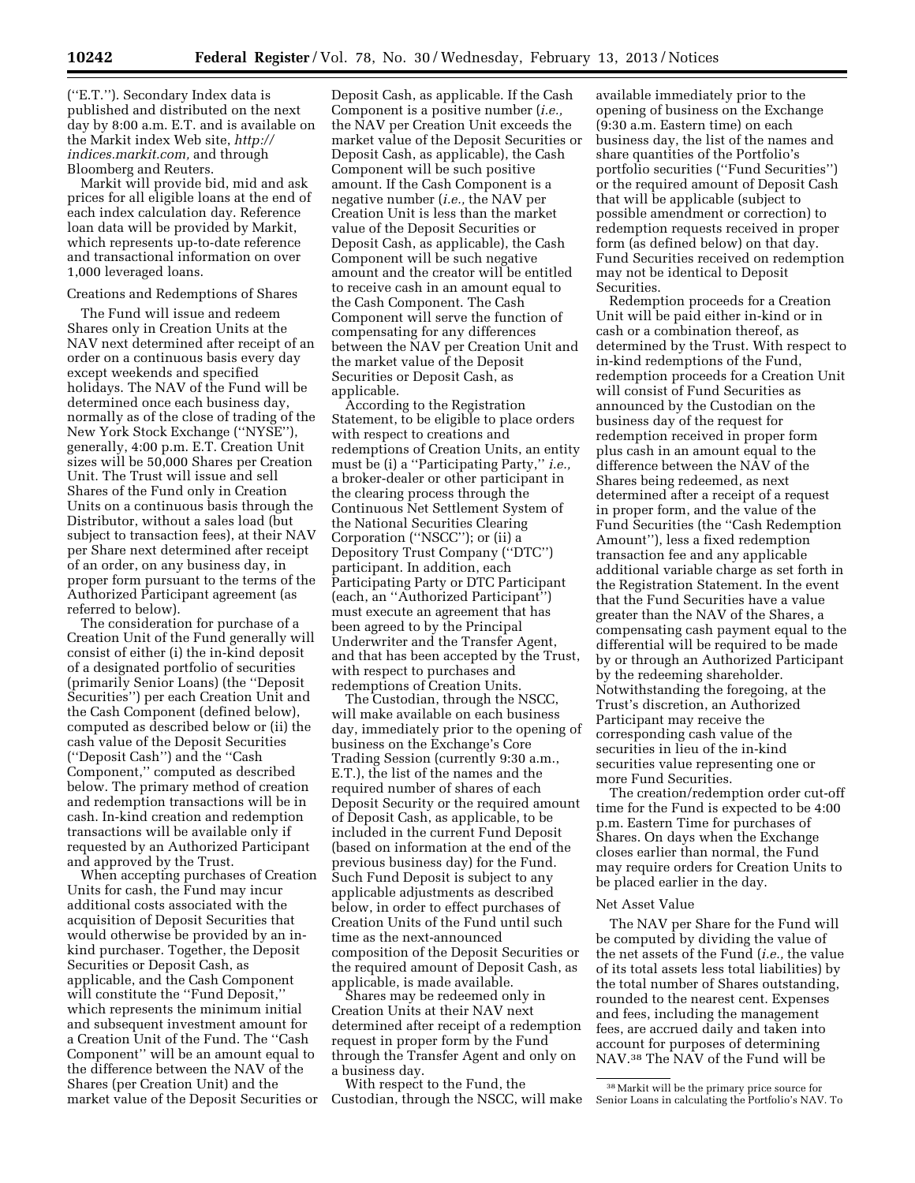("E.T."). Secondary Index data is published and distributed on the next day by 8:00 a.m. E.T. and is available on the Markit index Web site, *http://indices.markit.com,* and through Bloomberg and Reuters.

Markit will provide bid, mid and ask prices for all eligible loans at the end of each index calculation day. Reference loan data will be provided by Markit, which represents up-to-date reference and transactional information on over 1,000 leveraged loans.

### Creations and Redemptions of Shares

The Fund will issue and redeem Shares only in Creation Units at the NAV next determined after receipt of an order on a continuous basis every day except weekends and specified holidays. The NAV of the Fund will be determined once each business day, normally as of the close of trading of the New York Stock Exchange ("NYSE"), generally, 4:00 p.m. E.T. Creation Unit sizes will be 50,000 Shares per Creation Unit. The Trust will issue and sell Shares of the Fund only in Creation Units on a continuous basis through the Distributor, without a sales load (but subject to transaction fees), at their NAV per Share next determined after receipt of an order, on any business day, in proper form pursuant to the terms of the Authorized Participant agreement (as referred to below).

The consideration for purchase of a Creation Unit of the Fund generally will consist of either (i) the in-kind deposit of a designated portfolio of securities (primarily Senior Loans) (the "Deposit Securities") per each Creation Unit and the Cash Component (defined below), computed as described below or (ii) the cash value of the Deposit Securities ("Deposit Cash") and the "Cash Component," computed as described below. The primary method of creation and redemption transactions will be in cash. In-kind creation and redemption transactions will be available only if requested by an Authorized Participant and approved by the Trust.

When accepting purchases of Creation Units for cash, the Fund may incur additional costs associated with the acquisition of Deposit Securities that would otherwise be provided by an in-kind purchaser. Together, the Deposit Securities or Deposit Cash, as applicable, and the Cash Component will constitute the "Fund Deposit," which represents the minimum initial and subsequent investment amount for a Creation Unit of the Fund. The "Cash Component" will be an amount equal to the difference between the NAV of the Shares (per Creation Unit) and the market value of the Deposit Securities or Deposit Cash, as applicable. If the Cash Component is a positive number (*i.e.,* the NAV per Creation Unit exceeds the market value of the Deposit Securities or Deposit Cash, as applicable), the Cash Component will be such positive amount. If the Cash Component is a negative number (*i.e.,* the NAV per Creation Unit is less than the market value of the Deposit Securities or Deposit Cash, as applicable), the Cash Component will be such negative amount and the creator will be entitled to receive cash in an amount equal to the Cash Component. The Cash Component will serve the function of compensating for any differences between the NAV per Creation Unit and the market value of the Deposit Securities or Deposit Cash, as applicable.

According to the Registration Statement, to be eligible to place orders with respect to creations and redemptions of Creation Units, an entity must be (i) a "Participating Party," *i.e.,* a broker-dealer or other participant in the clearing process through the Continuous Net Settlement System of the National Securities Clearing Corporation ("NSCC"); or (ii) a Depository Trust Company ("DTC") participant. In addition, each Participating Party or DTC Participant (each, an "Authorized Participant") must execute an agreement that has been agreed to by the Principal Underwriter and the Transfer Agent, and that has been accepted by the Trust, with respect to purchases and redemptions of Creation Units.

The Custodian, through the NSCC, will make available on each business day, immediately prior to the opening of business on the Exchange's Core Trading Session (currently 9:30 a.m., E.T.), the list of the names and the required number of shares of each Deposit Security or the required amount of Deposit Cash, as applicable, to be included in the current Fund Deposit (based on information at the end of the previous business day) for the Fund. Such Fund Deposit is subject to any applicable adjustments as described below, in order to effect purchases of Creation Units of the Fund until such time as the next-announced composition of the Deposit Securities or the required amount of Deposit Cash, as applicable, is made available.

Shares may be redeemed only in Creation Units at their NAV next determined after receipt of a redemption request in proper form by the Fund through the Transfer Agent and only on a business day.

With respect to the Fund, the Custodian, through the NSCC, will make available immediately prior to the opening of business on the Exchange (9:30 a.m. Eastern time) on each business day, the list of the names and share quantities of the Portfolio's portfolio securities ("Fund Securities") or the required amount of Deposit Cash that will be applicable (subject to possible amendment or correction) to redemption requests received in proper form (as defined below) on that day. Fund Securities received on redemption may not be identical to Deposit Securities.

Redemption proceeds for a Creation Unit will be paid either in-kind or in cash or a combination thereof, as determined by the Trust. With respect to in-kind redemptions of the Fund, redemption proceeds for a Creation Unit will consist of Fund Securities as announced by the Custodian on the business day of the request for redemption received in proper form plus cash in an amount equal to the difference between the NAV of the Shares being redeemed, as next determined after a receipt of a request in proper form, and the value of the Fund Securities (the "Cash Redemption Amount"), less a fixed redemption transaction fee and any applicable additional variable charge as set forth in the Registration Statement. In the event that the Fund Securities have a value greater than the NAV of the Shares, a compensating cash payment equal to the differential will be required to be made by or through an Authorized Participant by the redeeming shareholder. Notwithstanding the foregoing, at the Trust's discretion, an Authorized Participant may receive the corresponding cash value of the securities in lieu of the in-kind securities value representing one or more Fund Securities.

The creation/redemption order cut-off time for the Fund is expected to be 4:00 p.m. Eastern Time for purchases of Shares. On days when the Exchange closes earlier than normal, the Fund may require orders for Creation Units to be placed earlier in the day.

### Net Asset Value

The NAV per Share for the Fund will be computed by dividing the value of the net assets of the Fund (*i.e.,* the value of its total assets less total liabilities) by the total number of Shares outstanding, rounded to the nearest cent. Expenses and fees, including the management fees, are accrued daily and taken into account for purposes of determining NAV.[38] The NAV of the Fund will be

[38] Markit will be the primary price source for Senior Loans in calculating the Portfolio's NAV. To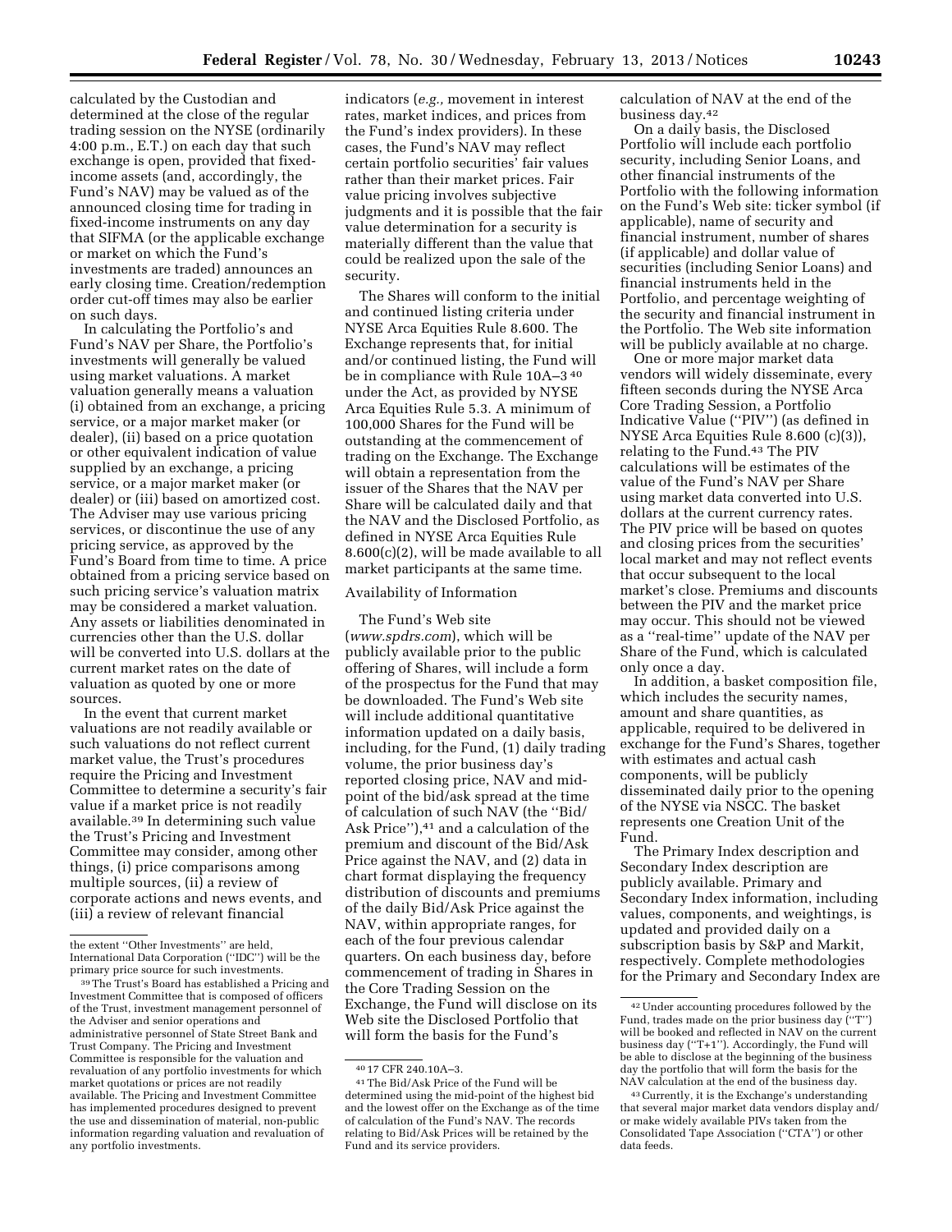calculated by the Custodian and determined at the close of the regular trading session on the NYSE (ordinarily 4:00 p.m., E.T.) on each day that such exchange is open, provided that fixed-income assets (and, accordingly, the Fund's NAV) may be valued as of the announced closing time for trading in fixed-income instruments on any day that SIFMA (or the applicable exchange or market on which the Fund's investments are traded) announces an early closing time. Creation/redemption order cut-off times may also be earlier on such days.

In calculating the Portfolio's and Fund's NAV per Share, the Portfolio's investments will generally be valued using market valuations. A market valuation generally means a valuation (i) obtained from an exchange, a pricing service, or a major market maker (or dealer), (ii) based on a price quotation or other equivalent indication of value supplied by an exchange, a pricing service, or a major market maker (or dealer) or (iii) based on amortized cost. The Adviser may use various pricing services, or discontinue the use of any pricing service, as approved by the Fund's Board from time to time. A price obtained from a pricing service based on such pricing service's valuation matrix may be considered a market valuation. Any assets or liabilities denominated in currencies other than the U.S. dollar will be converted into U.S. dollars at the current market rates on the date of valuation as quoted by one or more sources.

In the event that current market valuations are not readily available or such valuations do not reflect current market value, the Trust's procedures require the Pricing and Investment Committee to determine a security's fair value if a market price is not readily available.[39] In determining such value the Trust's Pricing and Investment Committee may consider, among other things, (i) price comparisons among multiple sources, (ii) a review of corporate actions and news events, and (iii) a review of relevant financial indicators (*e.g.,* movement in interest rates, market indices, and prices from the Fund's index providers). In these cases, the Fund's NAV may reflect certain portfolio securities' fair values rather than their market prices. Fair value pricing involves subjective judgments and it is possible that the fair value determination for a security is materially different than the value that could be realized upon the sale of the security.

The Shares will conform to the initial and continued listing criteria under NYSE Arca Equities Rule 8.600. The Exchange represents that, for initial and/or continued listing, the Fund will be in compliance with Rule 10A–3[40] under the Act, as provided by NYSE Arca Equities Rule 5.3. A minimum of 100,000 Shares for the Fund will be outstanding at the commencement of trading on the Exchange. The Exchange will obtain a representation from the issuer of the Shares that the NAV per Share will be calculated daily and that the NAV and the Disclosed Portfolio, as defined in NYSE Arca Equities Rule 8.600(c)(2), will be made available to all market participants at the same time.

Availability of Information

The Fund's Web site (*www.spdrs.com*), which will be publicly available prior to the public offering of Shares, will include a form of the prospectus for the Fund that may be downloaded. The Fund's Web site will include additional quantitative information updated on a daily basis, including, for the Fund, (1) daily trading volume, the prior business day's reported closing price, NAV and mid-point of the bid/ask spread at the time of calculation of such NAV (the ''Bid/Ask Price''),[41] and a calculation of the premium and discount of the Bid/Ask Price against the NAV, and (2) data in chart format displaying the frequency distribution of discounts and premiums of the daily Bid/Ask Price against the NAV, within appropriate ranges, for each of the four previous calendar quarters. On each business day, before commencement of trading in Shares in the Core Trading Session on the Exchange, the Fund will disclose on its Web site the Disclosed Portfolio that will form the basis for the Fund's calculation of NAV at the end of the business day.[42]

On a daily basis, the Disclosed Portfolio will include each portfolio security, including Senior Loans, and other financial instruments of the Portfolio with the following information on the Fund's Web site: ticker symbol (if applicable), name of security and financial instrument, number of shares (if applicable) and dollar value of securities (including Senior Loans) and financial instruments held in the Portfolio, and percentage weighting of the security and financial instrument in the Portfolio. The Web site information will be publicly available at no charge.

One or more major market data vendors will widely disseminate, every fifteen seconds during the NYSE Arca Core Trading Session, a Portfolio Indicative Value (''PIV'') (as defined in NYSE Arca Equities Rule 8.600 (c)(3)), relating to the Fund.[43] The PIV calculations will be estimates of the value of the Fund's NAV per Share using market data converted into U.S. dollars at the current currency rates. The PIV price will be based on quotes and closing prices from the securities' local market and may not reflect events that occur subsequent to the local market's close. Premiums and discounts between the PIV and the market price may occur. This should not be viewed as a ''real-time'' update of the NAV per Share of the Fund, which is calculated only once a day.

In addition, a basket composition file, which includes the security names, amount and share quantities, as applicable, required to be delivered in exchange for the Fund's Shares, together with estimates and actual cash components, will be publicly disseminated daily prior to the opening of the NYSE via NSCC. The basket represents one Creation Unit of the Fund.

The Primary Index description and Secondary Index description are publicly available. Primary and Secondary Index information, including values, components, and weightings, is updated and provided daily on a subscription basis by S&P and Markit, respectively. Complete methodologies for the Primary and Secondary Index are

---

the extent ''Other Investments'' are held, International Data Corporation (''IDC'') will be the primary price source for such investments.

[39] The Trust's Board has established a Pricing and Investment Committee that is composed of officers of the Trust, investment management personnel of the Adviser and senior operations and administrative personnel of State Street Bank and Trust Company. The Pricing and Investment Committee is responsible for the valuation and revaluation of any portfolio investments for which market quotations or prices are not readily available. The Pricing and Investment Committee has implemented procedures designed to prevent the use and dissemination of material, non-public information regarding valuation and revaluation of any portfolio investments.

[40] 17 CFR 240.10A–3.

[41] The Bid/Ask Price of the Fund will be determined using the mid-point of the highest bid and the lowest offer on the Exchange as of the time of calculation of the Fund's NAV. The records relating to Bid/Ask Prices will be retained by the Fund and its service providers.

[42] Under accounting procedures followed by the Fund, trades made on the prior business day (''T'') will be booked and reflected in NAV on the current business day (''T+1''). Accordingly, the Fund will be able to disclose at the beginning of the business day the portfolio that will form the basis for the NAV calculation at the end of the business day.

[43] Currently, it is the Exchange's understanding that several major market data vendors display and/or make widely available PIVs taken from the Consolidated Tape Association (''CTA'') or other data feeds.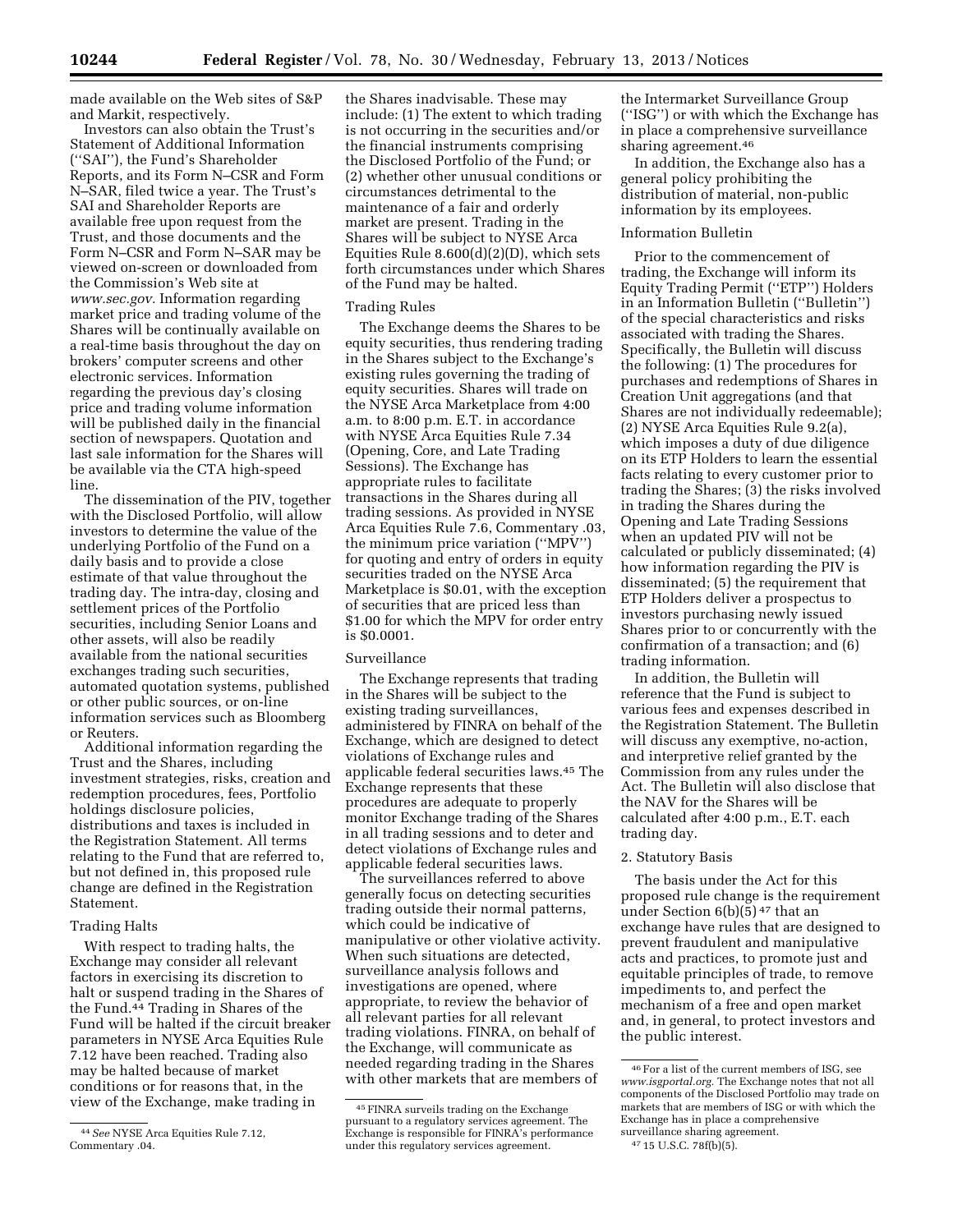made available on the Web sites of S&P and Markit, respectively.

Investors can also obtain the Trust's Statement of Additional Information (''SAI''), the Fund's Shareholder Reports, and its Form N–CSR and Form N–SAR, filed twice a year. The Trust's SAI and Shareholder Reports are available free upon request from the Trust, and those documents and the Form N–CSR and Form N–SAR may be viewed on-screen or downloaded from the Commission's Web site at *www.sec.gov.* Information regarding market price and trading volume of the Shares will be continually available on a real-time basis throughout the day on brokers' computer screens and other electronic services. Information regarding the previous day's closing price and trading volume information will be published daily in the financial section of newspapers. Quotation and last sale information for the Shares will be available via the CTA high-speed line.

The dissemination of the PIV, together with the Disclosed Portfolio, will allow investors to determine the value of the underlying Portfolio of the Fund on a daily basis and to provide a close estimate of that value throughout the trading day. The intra-day, closing and settlement prices of the Portfolio securities, including Senior Loans and other assets, will also be readily available from the national securities exchanges trading such securities, automated quotation systems, published or other public sources, or on-line information services such as Bloomberg or Reuters.

Additional information regarding the Trust and the Shares, including investment strategies, risks, creation and redemption procedures, fees, Portfolio holdings disclosure policies, distributions and taxes is included in the Registration Statement. All terms relating to the Fund that are referred to, but not defined in, this proposed rule change are defined in the Registration Statement.

Trading Halts

With respect to trading halts, the Exchange may consider all relevant factors in exercising its discretion to halt or suspend trading in the Shares of the Fund.[44] Trading in Shares of the Fund will be halted if the circuit breaker parameters in NYSE Arca Equities Rule 7.12 have been reached. Trading also may be halted because of market conditions or for reasons that, in the view of the Exchange, make trading in the Shares inadvisable. These may include: (1) The extent to which trading is not occurring in the securities and/or the financial instruments comprising the Disclosed Portfolio of the Fund; or (2) whether other unusual conditions or circumstances detrimental to the maintenance of a fair and orderly market are present. Trading in the Shares will be subject to NYSE Arca Equities Rule 8.600(d)(2)(D), which sets forth circumstances under which Shares of the Fund may be halted.

Trading Rules

The Exchange deems the Shares to be equity securities, thus rendering trading in the Shares subject to the Exchange's existing rules governing the trading of equity securities. Shares will trade on the NYSE Arca Marketplace from 4:00 a.m. to 8:00 p.m. E.T. in accordance with NYSE Arca Equities Rule 7.34 (Opening, Core, and Late Trading Sessions). The Exchange has appropriate rules to facilitate transactions in the Shares during all trading sessions. As provided in NYSE Arca Equities Rule 7.6, Commentary .03, the minimum price variation (''MPV'') for quoting and entry of orders in equity securities traded on the NYSE Arca Marketplace is $0.01, with the exception of securities that are priced less than $1.00 for which the MPV for order entry is $0.0001.

Surveillance

The Exchange represents that trading in the Shares will be subject to the existing trading surveillances, administered by FINRA on behalf of the Exchange, which are designed to detect violations of Exchange rules and applicable federal securities laws.[45] The Exchange represents that these procedures are adequate to properly monitor Exchange trading of the Shares in all trading sessions and to deter and detect violations of Exchange rules and applicable federal securities laws.

The surveillances referred to above generally focus on detecting securities trading outside their normal patterns, which could be indicative of manipulative or other violative activity. When such situations are detected, surveillance analysis follows and investigations are opened, where appropriate, to review the behavior of all relevant parties for all relevant trading violations. FINRA, on behalf of the Exchange, will communicate as needed regarding trading in the Shares with other markets that are members of the Intermarket Surveillance Group (''ISG'') or with which the Exchange has in place a comprehensive surveillance sharing agreement.[46]

In addition, the Exchange also has a general policy prohibiting the distribution of material, non-public information by its employees.

Information Bulletin

Prior to the commencement of trading, the Exchange will inform its Equity Trading Permit (''ETP'') Holders in an Information Bulletin (''Bulletin'') of the special characteristics and risks associated with trading the Shares. Specifically, the Bulletin will discuss the following: (1) The procedures for purchases and redemptions of Shares in Creation Unit aggregations (and that Shares are not individually redeemable); (2) NYSE Arca Equities Rule 9.2(a), which imposes a duty of due diligence on its ETP Holders to learn the essential facts relating to every customer prior to trading the Shares; (3) the risks involved in trading the Shares during the Opening and Late Trading Sessions when an updated PIV will not be calculated or publicly disseminated; (4) how information regarding the PIV is disseminated; (5) the requirement that ETP Holders deliver a prospectus to investors purchasing newly issued Shares prior to or concurrently with the confirmation of a transaction; and (6) trading information.

In addition, the Bulletin will reference that the Fund is subject to various fees and expenses described in the Registration Statement. The Bulletin will discuss any exemptive, no-action, and interpretive relief granted by the Commission from any rules under the Act. The Bulletin will also disclose that the NAV for the Shares will be calculated after 4:00 p.m., E.T. each trading day.

2. Statutory Basis

The basis under the Act for this proposed rule change is the requirement under Section 6(b)(5)[47] that an exchange have rules that are designed to prevent fraudulent and manipulative acts and practices, to promote just and equitable principles of trade, to remove impediments to, and perfect the mechanism of a free and open market and, in general, to protect investors and the public interest.

---

[44] *See* NYSE Arca Equities Rule 7.12, Commentary .04.

[45] FINRA surveils trading on the Exchange pursuant to a regulatory services agreement. The Exchange is responsible for FINRA's performance under this regulatory services agreement.

[46] For a list of the current members of ISG, see *www.isgportal.org.* The Exchange notes that not all components of the Disclosed Portfolio may trade on markets that are members of ISG or with which the Exchange has in place a comprehensive surveillance sharing agreement.

[47] 15 U.S.C. 78f(b)(5).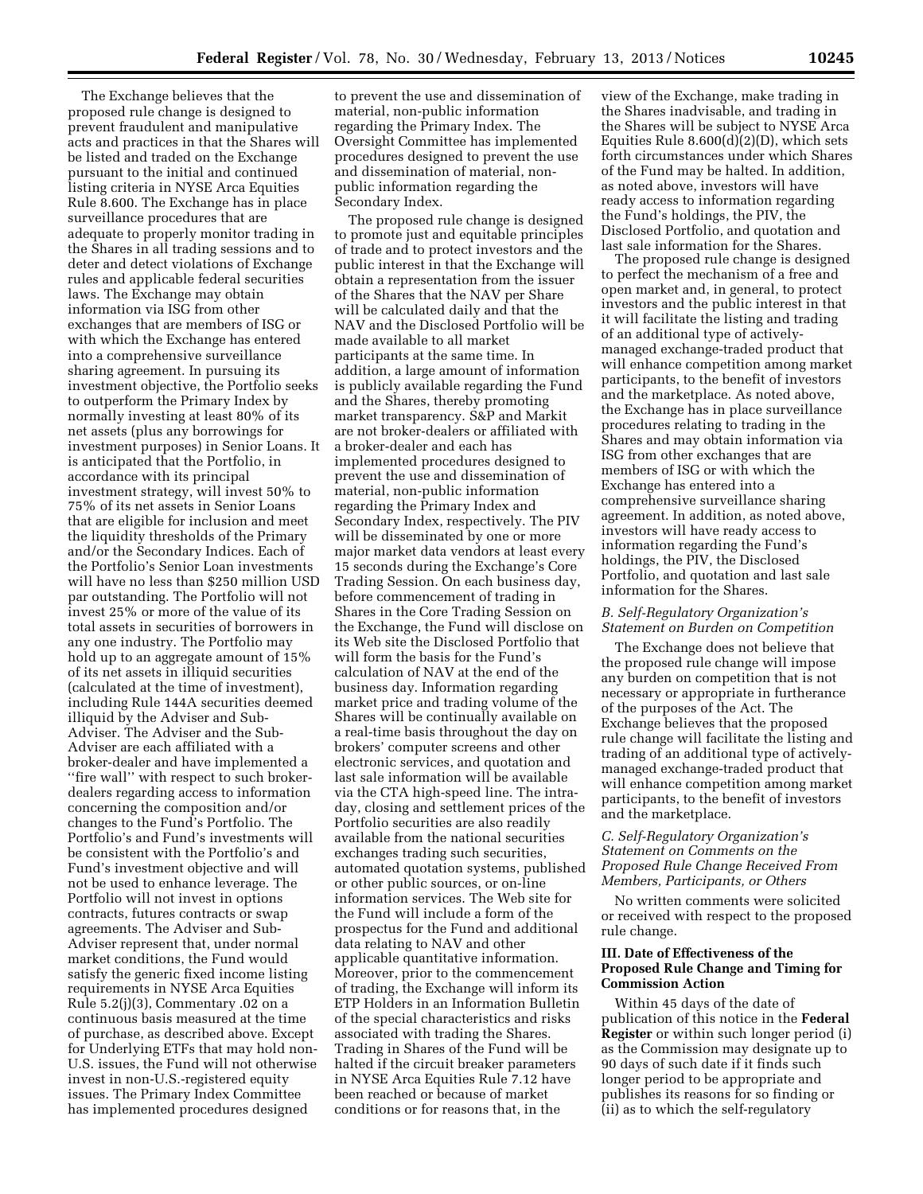The Exchange believes that the proposed rule change is designed to prevent fraudulent and manipulative acts and practices in that the Shares will be listed and traded on the Exchange pursuant to the initial and continued listing criteria in NYSE Arca Equities Rule 8.600. The Exchange has in place surveillance procedures that are adequate to properly monitor trading in the Shares in all trading sessions and to deter and detect violations of Exchange rules and applicable federal securities laws. The Exchange may obtain information via ISG from other exchanges that are members of ISG or with which the Exchange has entered into a comprehensive surveillance sharing agreement. In pursuing its investment objective, the Portfolio seeks to outperform the Primary Index by normally investing at least 80% of its net assets (plus any borrowings for investment purposes) in Senior Loans. It is anticipated that the Portfolio, in accordance with its principal investment strategy, will invest 50% to 75% of its net assets in Senior Loans that are eligible for inclusion and meet the liquidity thresholds of the Primary and/or the Secondary Indices. Each of the Portfolio's Senior Loan investments will have no less than $250 million USD par outstanding. The Portfolio will not invest 25% or more of the value of its total assets in securities of borrowers in any one industry. The Portfolio may hold up to an aggregate amount of 15% of its net assets in illiquid securities (calculated at the time of investment), including Rule 144A securities deemed illiquid by the Adviser and Sub-Adviser. The Adviser and the Sub-Adviser are each affiliated with a broker-dealer and have implemented a "fire wall" with respect to such broker-dealers regarding access to information concerning the composition and/or changes to the Fund's Portfolio. The Portfolio's and Fund's investments will be consistent with the Portfolio's and Fund's investment objective and will not be used to enhance leverage. The Portfolio will not invest in options contracts, futures contracts or swap agreements. The Adviser and Sub-Adviser represent that, under normal market conditions, the Fund would satisfy the generic fixed income listing requirements in NYSE Arca Equities Rule 5.2(j)(3), Commentary .02 on a continuous basis measured at the time of purchase, as described above. Except for Underlying ETFs that may hold non-U.S. issues, the Fund will not otherwise invest in non-U.S.-registered equity issues. The Primary Index Committee has implemented procedures designed to prevent the use and dissemination of material, non-public information regarding the Primary Index. The Oversight Committee has implemented procedures designed to prevent the use and dissemination of material, non-public information regarding the Secondary Index.

The proposed rule change is designed to promote just and equitable principles of trade and to protect investors and the public interest in that the Exchange will obtain a representation from the issuer of the Shares that the NAV per Share will be calculated daily and that the NAV and the Disclosed Portfolio will be made available to all market participants at the same time. In addition, a large amount of information is publicly available regarding the Fund and the Shares, thereby promoting market transparency. S&P and Markit are not broker-dealers or affiliated with a broker-dealer and each has implemented procedures designed to prevent the use and dissemination of material, non-public information regarding the Primary Index and Secondary Index, respectively. The PIV will be disseminated by one or more major market data vendors at least every 15 seconds during the Exchange's Core Trading Session. On each business day, before commencement of trading in Shares in the Core Trading Session on the Exchange, the Fund will disclose on its Web site the Disclosed Portfolio that will form the basis for the Fund's calculation of NAV at the end of the business day. Information regarding market price and trading volume of the Shares will be continually available on a real-time basis throughout the day on brokers' computer screens and other electronic services, and quotation and last sale information will be available via the CTA high-speed line. The intra-day, closing and settlement prices of the Portfolio securities are also readily available from the national securities exchanges trading such securities, automated quotation systems, published or other public sources, or on-line information services. The Web site for the Fund will include a form of the prospectus for the Fund and additional data relating to NAV and other applicable quantitative information. Moreover, prior to the commencement of trading, the Exchange will inform its ETP Holders in an Information Bulletin of the special characteristics and risks associated with trading the Shares. Trading in Shares of the Fund will be halted if the circuit breaker parameters in NYSE Arca Equities Rule 7.12 have been reached or because of market conditions or for reasons that, in the view of the Exchange, make trading in the Shares inadvisable, and trading in the Shares will be subject to NYSE Arca Equities Rule 8.600(d)(2)(D), which sets forth circumstances under which Shares of the Fund may be halted. In addition, as noted above, investors will have ready access to information regarding the Fund's holdings, the PIV, the Disclosed Portfolio, and quotation and last sale information for the Shares.

The proposed rule change is designed to perfect the mechanism of a free and open market and, in general, to protect investors and the public interest in that it will facilitate the listing and trading of an additional type of actively-managed exchange-traded product that will enhance competition among market participants, to the benefit of investors and the marketplace. As noted above, the Exchange has in place surveillance procedures relating to trading in the Shares and may obtain information via ISG from other exchanges that are members of ISG or with which the Exchange has entered into a comprehensive surveillance sharing agreement. In addition, as noted above, investors will have ready access to information regarding the Fund's holdings, the PIV, the Disclosed Portfolio, and quotation and last sale information for the Shares.

### *B. Self-Regulatory Organization's Statement on Burden on Competition*

The Exchange does not believe that the proposed rule change will impose any burden on competition that is not necessary or appropriate in furtherance of the purposes of the Act. The Exchange believes that the proposed rule change will facilitate the listing and trading of an additional type of actively-managed exchange-traded product that will enhance competition among market participants, to the benefit of investors and the marketplace.

### *C. Self-Regulatory Organization's Statement on Comments on the Proposed Rule Change Received From Members, Participants, or Others*

No written comments were solicited or received with respect to the proposed rule change.

## III. Date of Effectiveness of the Proposed Rule Change and Timing for Commission Action

Within 45 days of the date of publication of this notice in the **Federal Register** or within such longer period (i) as the Commission may designate up to 90 days of such date if it finds such longer period to be appropriate and publishes its reasons for so finding or (ii) as to which the self-regulatory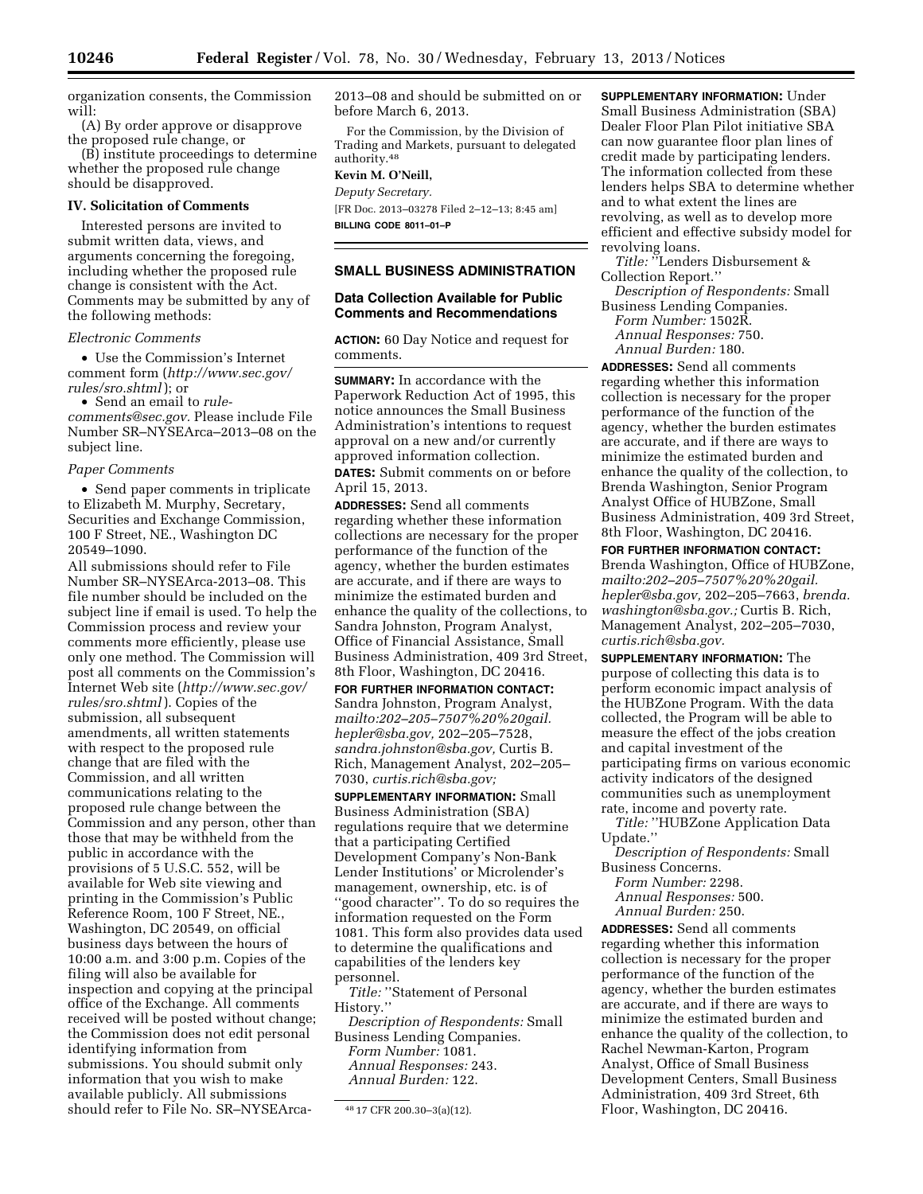organization consents, the Commission will:

(A) By order approve or disapprove the proposed rule change, or

(B) institute proceedings to determine whether the proposed rule change should be disapproved.

## IV. Solicitation of Comments

Interested persons are invited to submit written data, views, and arguments concerning the foregoing, including whether the proposed rule change is consistent with the Act. Comments may be submitted by any of the following methods:

*Electronic Comments*

- Use the Commission's Internet comment form (*http://www.sec.gov/rules/sro.shtml*); or
- Send an email to *rule-comments@sec.gov.* Please include File Number SR–NYSEArca–2013–08 on the subject line.

*Paper Comments*

- Send paper comments in triplicate to Elizabeth M. Murphy, Secretary, Securities and Exchange Commission, 100 F Street, NE., Washington DC 20549–1090.

All submissions should refer to File Number SR–NYSEArca-2013–08. This file number should be included on the subject line if email is used. To help the Commission process and review your comments more efficiently, please use only one method. The Commission will post all comments on the Commission's Internet Web site (*http://www.sec.gov/rules/sro.shtml*). Copies of the submission, all subsequent amendments, all written statements with respect to the proposed rule change that are filed with the Commission, and all written communications relating to the proposed rule change between the Commission and any person, other than those that may be withheld from the public in accordance with the provisions of 5 U.S.C. 552, will be available for Web site viewing and printing in the Commission's Public Reference Room, 100 F Street, NE., Washington, DC 20549, on official business days between the hours of 10:00 a.m. and 3:00 p.m. Copies of the filing will also be available for inspection and copying at the principal office of the Exchange. All comments received will be posted without change; the Commission does not edit personal identifying information from submissions. You should submit only information that you wish to make available publicly. All submissions should refer to File No. SR–NYSEArca-2013–08 and should be submitted on or before March 6, 2013.

For the Commission, by the Division of Trading and Markets, pursuant to delegated authority.[48]

**Kevin M. O'Neill,**

*Deputy Secretary.*

[FR Doc. 2013–03278 Filed 2–12–13; 8:45 am]

**BILLING CODE 8011–01–P**

[48] 17 CFR 200.30–3(a)(12).

## SMALL BUSINESS ADMINISTRATION

### Data Collection Available for Public Comments and Recommendations

**ACTION:** 60 Day Notice and request for comments.

**SUMMARY:** In accordance with the Paperwork Reduction Act of 1995, this notice announces the Small Business Administration's intentions to request approval on a new and/or currently approved information collection.

**DATES:** Submit comments on or before April 15, 2013.

**ADDRESSES:** Send all comments regarding whether these information collections are necessary for the proper performance of the function of the agency, whether the burden estimates are accurate, and if there are ways to minimize the estimated burden and enhance the quality of the collections, to Sandra Johnston, Program Analyst, Office of Financial Assistance, Small Business Administration, 409 3rd Street, 8th Floor, Washington, DC 20416.

**FOR FURTHER INFORMATION CONTACT:** Sandra Johnston, Program Analyst, *mailto:202–205–7507%20%20gail.hepler@sba.gov,* 202–205–7528, *sandra.johnston@sba.gov,* Curtis B. Rich, Management Analyst, 202–205–7030, *curtis.rich@sba.gov;*

**SUPPLEMENTARY INFORMATION:** Small Business Administration (SBA) regulations require that we determine that a participating Certified Development Company's Non-Bank Lender Institutions' or Microlender's management, ownership, etc. is of ''good character''. To do so requires the information requested on the Form 1081. This form also provides data used to determine the qualifications and capabilities of the lenders key personnel.

*Title:* ''Statement of Personal History.''

*Description of Respondents:* Small Business Lending Companies.

*Form Number:* 1081.

*Annual Responses:* 243.

*Annual Burden:* 122.

**SUPPLEMENTARY INFORMATION:** Under Small Business Administration (SBA) Dealer Floor Plan Pilot initiative SBA can now guarantee floor plan lines of credit made by participating lenders. The information collected from these lenders helps SBA to determine whether and to what extent the lines are revolving, as well as to develop more efficient and effective subsidy model for revolving loans.

*Title:* ''Lenders Disbursement & Collection Report.''

*Description of Respondents:* Small Business Lending Companies.

*Form Number:* 1502R.

*Annual Responses:* 750.

*Annual Burden:* 180.

**ADDRESSES:** Send all comments regarding whether this information collection is necessary for the proper performance of the function of the agency, whether the burden estimates are accurate, and if there are ways to minimize the estimated burden and enhance the quality of the collection, to Brenda Washington, Senior Program Analyst Office of HUBZone, Small Business Administration, 409 3rd Street, 8th Floor, Washington, DC 20416.

**FOR FURTHER INFORMATION CONTACT:** Brenda Washington, Office of HUBZone, *mailto:202–205–7507%20%20gail.hepler@sba.gov,* 202–205–7663, *brenda.washington@sba.gov.;* Curtis B. Rich, Management Analyst, 202–205–7030, *curtis.rich@sba.gov.*

**SUPPLEMENTARY INFORMATION:** The purpose of collecting this data is to perform economic impact analysis of the HUBZone Program. With the data collected, the Program will be able to measure the effect of the jobs creation and capital investment of the participating firms on various economic activity indicators of the designed communities such as unemployment rate, income and poverty rate.

*Title:* ''HUBZone Application Data Update.''

*Description of Respondents:* Small Business Concerns.

*Form Number:* 2298.

*Annual Responses:* 500.

*Annual Burden:* 250.

**ADDRESSES:** Send all comments regarding whether this information collection is necessary for the proper performance of the function of the agency, whether the burden estimates are accurate, and if there are ways to minimize the estimated burden and enhance the quality of the collection, to Rachel Newman-Karton, Program Analyst, Office of Small Business Development Centers, Small Business Administration, 409 3rd Street, 6th Floor, Washington, DC 20416.